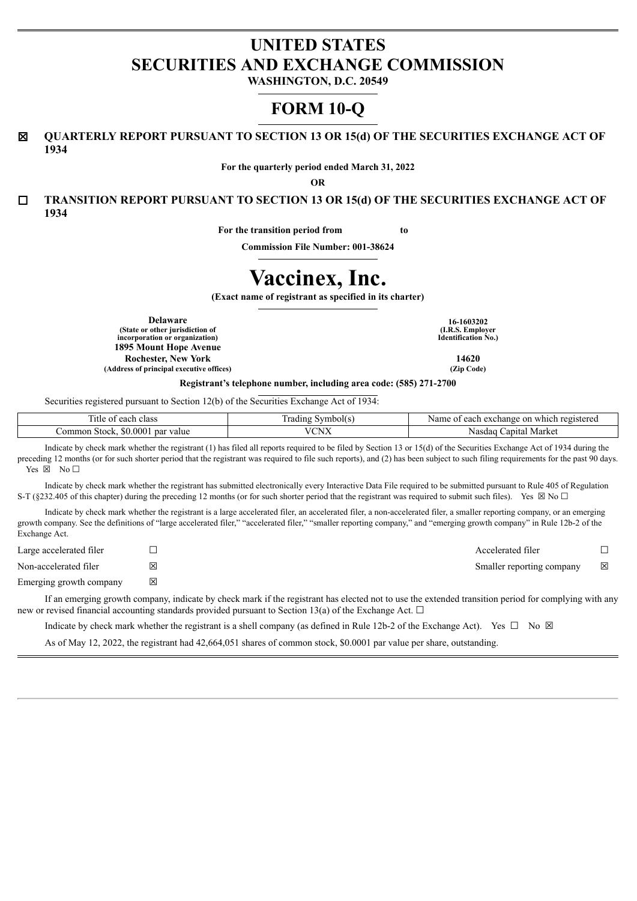# UNITED STATES SECURITIES AND EXCHANGE COMMISSION

**WASHINGTON, D.C. 20549**

# FORM 10-Q

☒ **QUARTERLY REPORT PURSUANT TO SECTION 13 OR 15(d) OF THE SECURITIES EXCHANGE ACT OF 1934**

**For the quarterly period ended March 31, 2022**

**OR**

☐ **TRANSITION REPORT PURSUANT TO SECTION 13 OR 15(d) OF THE SECURITIES EXCHANGE ACT OF 1934**

**For the transition period from to**

**Commission File Number: 001-38624**

# Vaccinex, Inc.

**(Exact name of registrant as specified in its charter)**

| | |
|---|---|
| **Delaware** | **16-1603202** |
| **(State or other jurisdiction of incorporation or organization)** | **(I.R.S. Employer Identification No.)** |
| **1895 Mount Hope Avenue** | |
| **Rochester, New York** | **14620** |
| **(Address of principal executive offices)** | **(Zip Code)** |

**Registrant's telephone number, including area code: (585) 271-2700**

Securities registered pursuant to Section 12(b) of the Securities Exchange Act of 1934:

| Title of each class | Trading Symbol(s) | Name of each exchange on which registered |
|---|---|---|
| Common Stock, $0.0001 par value | VCNX | Nasdaq Capital Market |

Indicate by check mark whether the registrant (1) has filed all reports required to be filed by Section 13 or 15(d) of the Securities Exchange Act of 1934 during the preceding 12 months (or for such shorter period that the registrant was required to file such reports), and (2) has been subject to such filing requirements for the past 90 days. Yes ☒ No ☐

Indicate by check mark whether the registrant has submitted electronically every Interactive Data File required to be submitted pursuant to Rule 405 of Regulation S-T (§232.405 of this chapter) during the preceding 12 months (or for such shorter period that the registrant was required to submit such files). Yes ☒ No ☐

Indicate by check mark whether the registrant is a large accelerated filer, an accelerated filer, a non-accelerated filer, a smaller reporting company, or an emerging growth company. See the definitions of "large accelerated filer," "accelerated filer," "smaller reporting company," and "emerging growth company" in Rule 12b-2 of the Exchange Act.

| | | | |
|---|---|---|---|
| Large accelerated filer | ☐ | Accelerated filer | ☐ |
| Non-accelerated filer | ☒ | Smaller reporting company | ☒ |
| Emerging growth company | ☒ | | |

If an emerging growth company, indicate by check mark if the registrant has elected not to use the extended transition period for complying with any new or revised financial accounting standards provided pursuant to Section 13(a) of the Exchange Act. ☐

Indicate by check mark whether the registrant is a shell company (as defined in Rule 12b-2 of the Exchange Act). Yes ☐ No ☒

As of May 12, 2022, the registrant had 42,664,051 shares of common stock, $0.0001 par value per share, outstanding.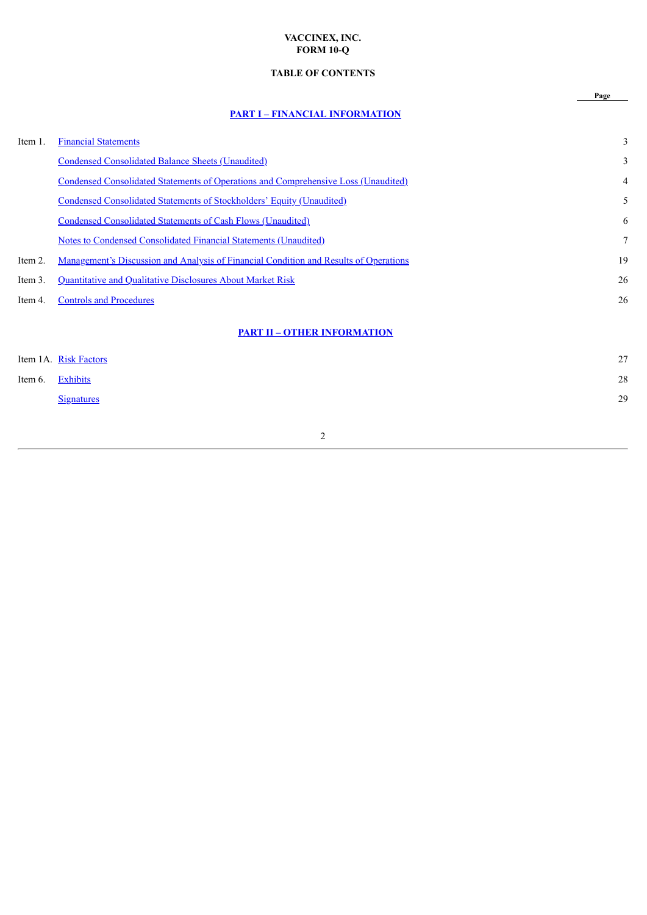**VACCINEX, INC.**
**FORM 10-Q**

**TABLE OF CONTENTS**

| | | Page |
|---|---|---|
| | **PART I – FINANCIAL INFORMATION** | |
| Item 1. | Financial Statements | 3 |
| | Condensed Consolidated Balance Sheets (Unaudited) | 3 |
| | Condensed Consolidated Statements of Operations and Comprehensive Loss (Unaudited) | 4 |
| | Condensed Consolidated Statements of Stockholders' Equity (Unaudited) | 5 |
| | Condensed Consolidated Statements of Cash Flows (Unaudited) | 6 |
| | Notes to Condensed Consolidated Financial Statements (Unaudited) | 7 |
| Item 2. | Management's Discussion and Analysis of Financial Condition and Results of Operations | 19 |
| Item 3. | Quantitative and Qualitative Disclosures About Market Risk | 26 |
| Item 4. | Controls and Procedures | 26 |
| | **PART II – OTHER INFORMATION** | |
| Item 1A. | Risk Factors | 27 |
| Item 6. | Exhibits | 28 |
| | Signatures | 29 |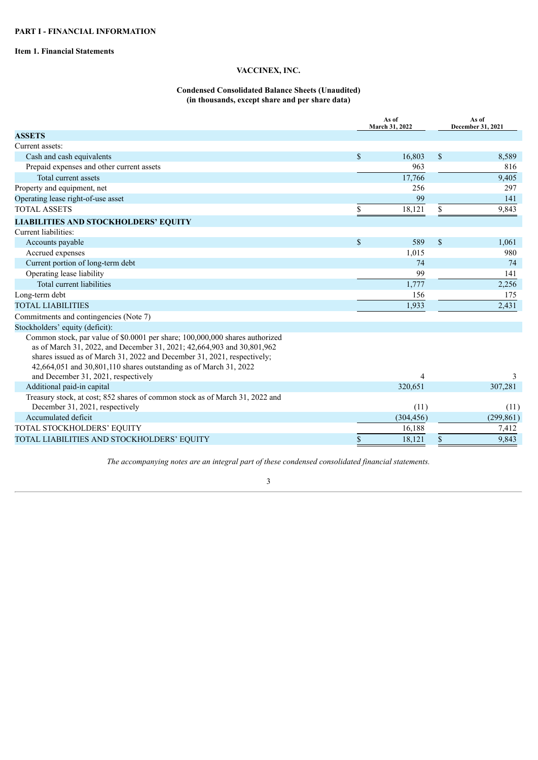**PART I - FINANCIAL INFORMATION**

**Item 1. Financial Statements**

## VACCINEX, INC.

### Condensed Consolidated Balance Sheets (Unaudited)
### (in thousands, except share and per share data)

| | As of March 31, 2022 | As of December 31, 2021 |
|---|---|---|
| **ASSETS** | | |
| Current assets: | | |
| Cash and cash equivalents | $ 16,803 | $ 8,589 |
| Prepaid expenses and other current assets | 963 | 816 |
| Total current assets | 17,766 | 9,405 |
| Property and equipment, net | 256 | 297 |
| Operating lease right-of-use asset | 99 | 141 |
| TOTAL ASSETS | $ 18,121 | $ 9,843 |
| **LIABILITIES AND STOCKHOLDERS' EQUITY** | | |
| Current liabilities: | | |
| Accounts payable | $ 589 | $ 1,061 |
| Accrued expenses | 1,015 | 980 |
| Current portion of long-term debt | 74 | 74 |
| Operating lease liability | 99 | 141 |
| Total current liabilities | 1,777 | 2,256 |
| Long-term debt | 156 | 175 |
| TOTAL LIABILITIES | 1,933 | 2,431 |
| Commitments and contingencies (Note 7) | | |
| Stockholders' equity (deficit): | | |
| Common stock, par value of $0.0001 per share; 100,000,000 shares authorized as of March 31, 2022, and December 31, 2021; 42,664,903 and 30,801,962 shares issued as of March 31, 2022 and December 31, 2021, respectively; 42,664,051 and 30,801,110 shares outstanding as of March 31, 2022 and December 31, 2021, respectively | 4 | 3 |
| Additional paid-in capital | 320,651 | 307,281 |
| Treasury stock, at cost; 852 shares of common stock as of March 31, 2022 and December 31, 2021, respectively | (11) | (11) |
| Accumulated deficit | (304,456) | (299,861) |
| TOTAL STOCKHOLDERS' EQUITY | 16,188 | 7,412 |
| TOTAL LIABILITIES AND STOCKHOLDERS' EQUITY | $ 18,121 | $ 9,843 |

*The accompanying notes are an integral part of these condensed consolidated financial statements.*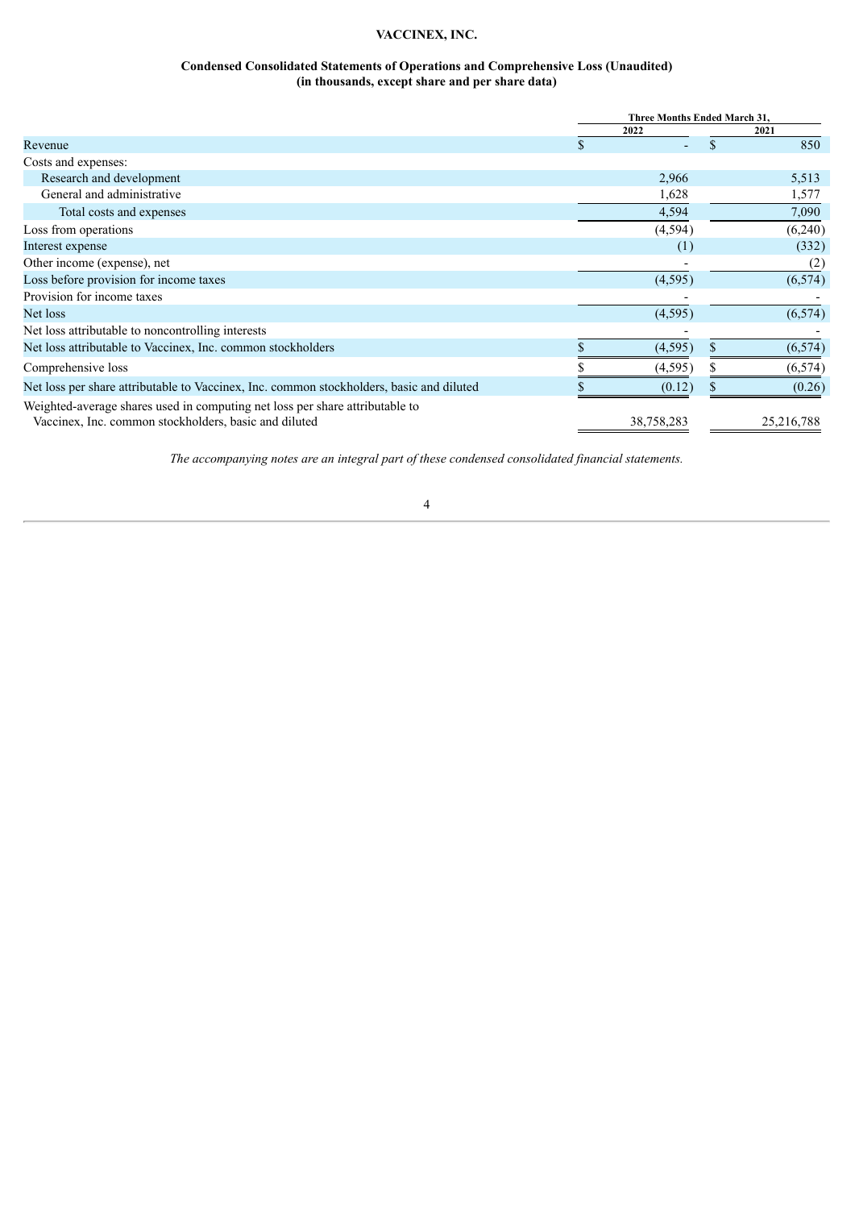**VACCINEX, INC.**

**Condensed Consolidated Statements of Operations and Comprehensive Loss (Unaudited)**
**(in thousands, except share and per share data)**

| | Three Months Ended March 31, | |
|---|---|---|
| | 2022 | 2021 |
| Revenue | $ - | $ 850 |
| Costs and expenses: | | |
| Research and development | 2,966 | 5,513 |
| General and administrative | 1,628 | 1,577 |
| Total costs and expenses | 4,594 | 7,090 |
| Loss from operations | (4,594) | (6,240) |
| Interest expense | (1) | (332) |
| Other income (expense), net | - | (2) |
| Loss before provision for income taxes | (4,595) | (6,574) |
| Provision for income taxes | - | - |
| Net loss | (4,595) | (6,574) |
| Net loss attributable to noncontrolling interests | - | - |
| Net loss attributable to Vaccinex, Inc. common stockholders | $ (4,595) | $ (6,574) |
| Comprehensive loss | $ (4,595) | $ (6,574) |
| Net loss per share attributable to Vaccinex, Inc. common stockholders, basic and diluted | $ (0.12) | $ (0.26) |
| Weighted-average shares used in computing net loss per share attributable to Vaccinex, Inc. common stockholders, basic and diluted | 38,758,283 | 25,216,788 |

*The accompanying notes are an integral part of these condensed consolidated financial statements.*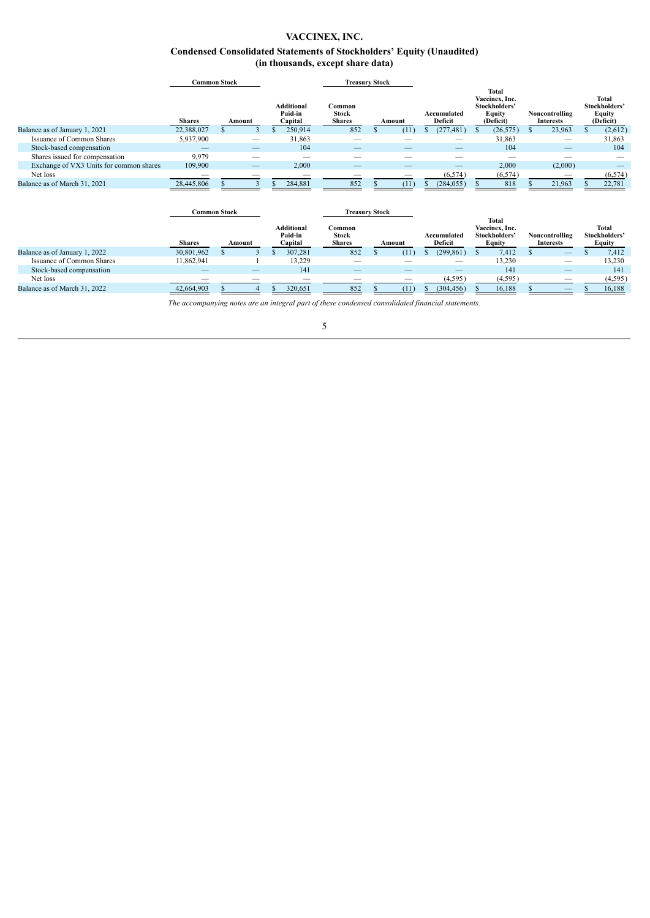# VACCINEX, INC.

## Condensed Consolidated Statements of Stockholders' Equity (Unaudited)
## (in thousands, except share data)

| | Common Stock | | | Treasury Stock | | | | | |
|---|---|---|---|---|---|---|---|---|---|
| | Shares | Amount | Additional Paid-in Capital | Common Stock Shares | Amount | Accumulated Deficit | Total Vaccinex, Inc. Stockholders' Equity (Deficit) | Noncontrolling Interests | Total Stockholders' Equity (Deficit) |
| Balance as of January 1, 2021 | 22,388,027 | $ 3 | $ 250,914 | 852 | $ (11) | $ (277,481) | $ (26,575) | $ 23,963 | $ (2,612) |
| Issuance of Common Shares | 5,937,900 | — | 31,863 | — | — | — | 31,863 | — | 31,863 |
| Stock-based compensation | — | — | 104 | — | — | — | 104 | — | 104 |
| Shares issued for compensation | 9,979 | — | — | — | — | — | — | — | — |
| Exchange of VX3 Units for common shares | 109,900 | — | 2,000 | — | — | — | 2,000 | (2,000) | — |
| Net loss | — | — | — | — | — | (6,574) | (6,574) | — | (6,574) |
| Balance as of March 31, 2021 | 28,445,806 | $ 3 | $ 284,881 | 852 | $ (11) | $ (284,055) | $ 818 | $ 21,963 | $ 22,781 |

| | Common Stock | | | Treasury Stock | | | | | |
|---|---|---|---|---|---|---|---|---|---|
| | Shares | Amount | Additional Paid-in Capital | Common Stock Shares | Amount | Accumulated Deficit | Total Vaccinex, Inc. Stockholders' Equity | Noncontrolling Interests | Total Stockholders' Equity |
| Balance as of January 1, 2022 | 30,801,962 | $ 3 | $ 307,281 | 852 | $ (11) | $ (299,861) | $ 7,412 | $ — | $ 7,412 |
| Issuance of Common Shares | 11,862,941 | 1 | 13,229 | — | — | — | 13,230 | — | 13,230 |
| Stock-based compensation | — | — | 141 | — | — | — | 141 | — | 141 |
| Net loss | — | — | — | — | — | (4,595) | (4,595) | — | (4,595) |
| Balance as of March 31, 2022 | 42,664,903 | $ 4 | $ 320,651 | 852 | $ (11) | $ (304,456) | $ 16,188 | $ — | $ 16,188 |

*The accompanying notes are an integral part of these condensed consolidated financial statements.*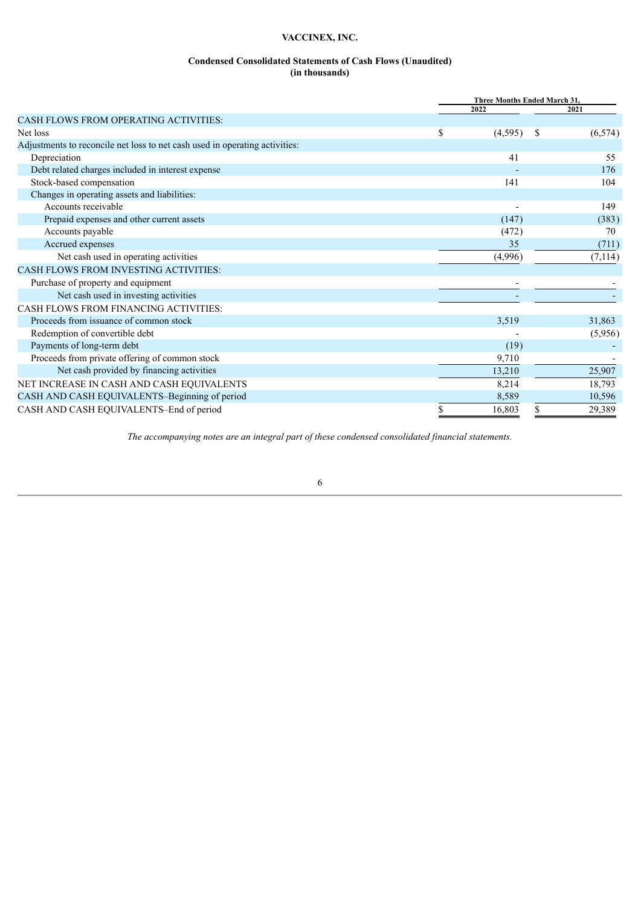**VACCINEX, INC.**

**Condensed Consolidated Statements of Cash Flows (Unaudited)**
**(in thousands)**

| | Three Months Ended March 31, | |
|---|---|---|
| | 2022 | 2021 |
| CASH FLOWS FROM OPERATING ACTIVITIES: | | |
| Net loss | $ (4,595) | $ (6,574) |
| Adjustments to reconcile net loss to net cash used in operating activities: | | |
| Depreciation | 41 | 55 |
| Debt related charges included in interest expense | - | 176 |
| Stock-based compensation | 141 | 104 |
| Changes in operating assets and liabilities: | | |
| Accounts receivable | - | 149 |
| Prepaid expenses and other current assets | (147) | (383) |
| Accounts payable | (472) | 70 |
| Accrued expenses | 35 | (711) |
| Net cash used in operating activities | (4,996) | (7,114) |
| CASH FLOWS FROM INVESTING ACTIVITIES: | | |
| Purchase of property and equipment | - | - |
| Net cash used in investing activities | - | - |
| CASH FLOWS FROM FINANCING ACTIVITIES: | | |
| Proceeds from issuance of common stock | 3,519 | 31,863 |
| Redemption of convertible debt | - | (5,956) |
| Payments of long-term debt | (19) | - |
| Proceeds from private offering of common stock | 9,710 | - |
| Net cash provided by financing activities | 13,210 | 25,907 |
| NET INCREASE IN CASH AND CASH EQUIVALENTS | 8,214 | 18,793 |
| CASH AND CASH EQUIVALENTS–Beginning of period | 8,589 | 10,596 |
| CASH AND CASH EQUIVALENTS–End of period | $ 16,803 | $ 29,389 |

*The accompanying notes are an integral part of these condensed consolidated financial statements.*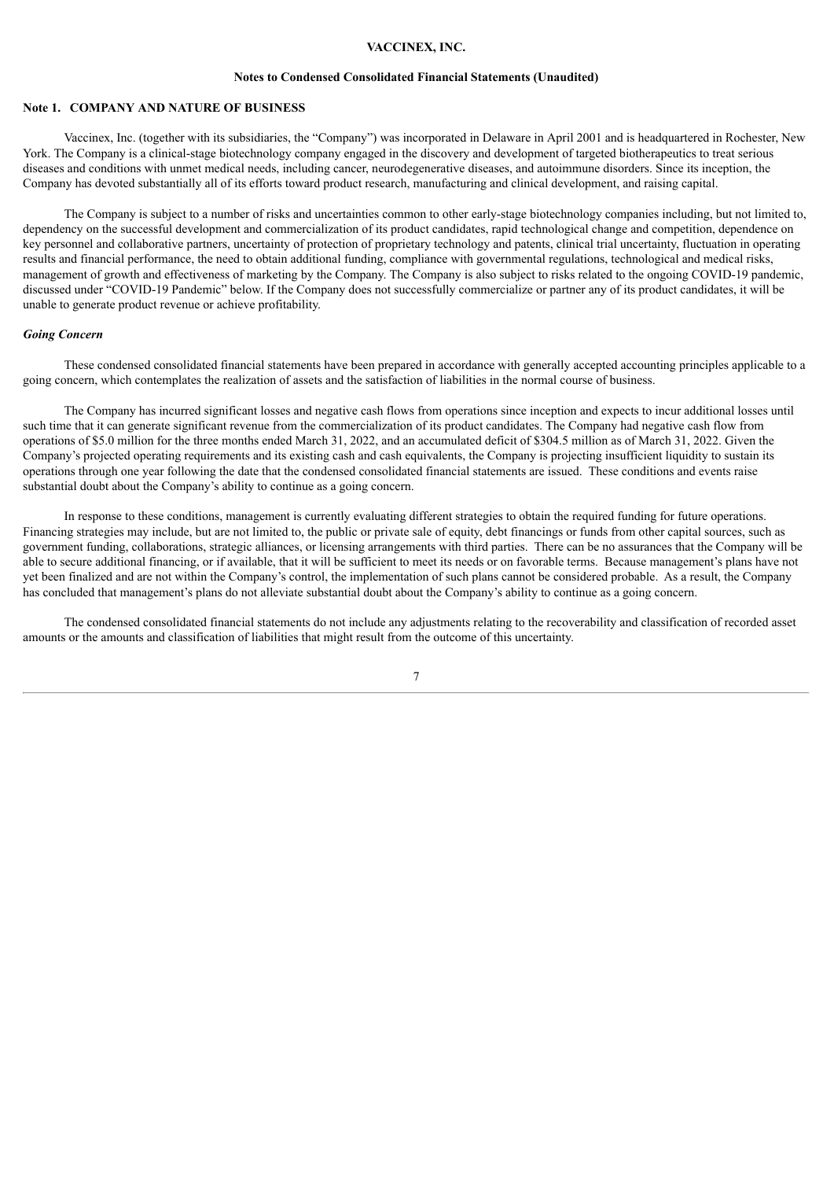**VACCINEX, INC.**

**Notes to Condensed Consolidated Financial Statements (Unaudited)**

## Note 1. COMPANY AND NATURE OF BUSINESS

Vaccinex, Inc. (together with its subsidiaries, the "Company") was incorporated in Delaware in April 2001 and is headquartered in Rochester, New York. The Company is a clinical-stage biotechnology company engaged in the discovery and development of targeted biotherapeutics to treat serious diseases and conditions with unmet medical needs, including cancer, neurodegenerative diseases, and autoimmune disorders. Since its inception, the Company has devoted substantially all of its efforts toward product research, manufacturing and clinical development, and raising capital.

The Company is subject to a number of risks and uncertainties common to other early-stage biotechnology companies including, but not limited to, dependency on the successful development and commercialization of its product candidates, rapid technological change and competition, dependence on key personnel and collaborative partners, uncertainty of protection of proprietary technology and patents, clinical trial uncertainty, fluctuation in operating results and financial performance, the need to obtain additional funding, compliance with governmental regulations, technological and medical risks, management of growth and effectiveness of marketing by the Company. The Company is also subject to risks related to the ongoing COVID-19 pandemic, discussed under "COVID-19 Pandemic" below. If the Company does not successfully commercialize or partner any of its product candidates, it will be unable to generate product revenue or achieve profitability.

### *Going Concern*

These condensed consolidated financial statements have been prepared in accordance with generally accepted accounting principles applicable to a going concern, which contemplates the realization of assets and the satisfaction of liabilities in the normal course of business.

The Company has incurred significant losses and negative cash flows from operations since inception and expects to incur additional losses until such time that it can generate significant revenue from the commercialization of its product candidates. The Company had negative cash flow from operations of $5.0 million for the three months ended March 31, 2022, and an accumulated deficit of $304.5 million as of March 31, 2022. Given the Company's projected operating requirements and its existing cash and cash equivalents, the Company is projecting insufficient liquidity to sustain its operations through one year following the date that the condensed consolidated financial statements are issued. These conditions and events raise substantial doubt about the Company's ability to continue as a going concern.

In response to these conditions, management is currently evaluating different strategies to obtain the required funding for future operations. Financing strategies may include, but are not limited to, the public or private sale of equity, debt financings or funds from other capital sources, such as government funding, collaborations, strategic alliances, or licensing arrangements with third parties. There can be no assurances that the Company will be able to secure additional financing, or if available, that it will be sufficient to meet its needs or on favorable terms. Because management's plans have not yet been finalized and are not within the Company's control, the implementation of such plans cannot be considered probable. As a result, the Company has concluded that management's plans do not alleviate substantial doubt about the Company's ability to continue as a going concern.

The condensed consolidated financial statements do not include any adjustments relating to the recoverability and classification of recorded asset amounts or the amounts and classification of liabilities that might result from the outcome of this uncertainty.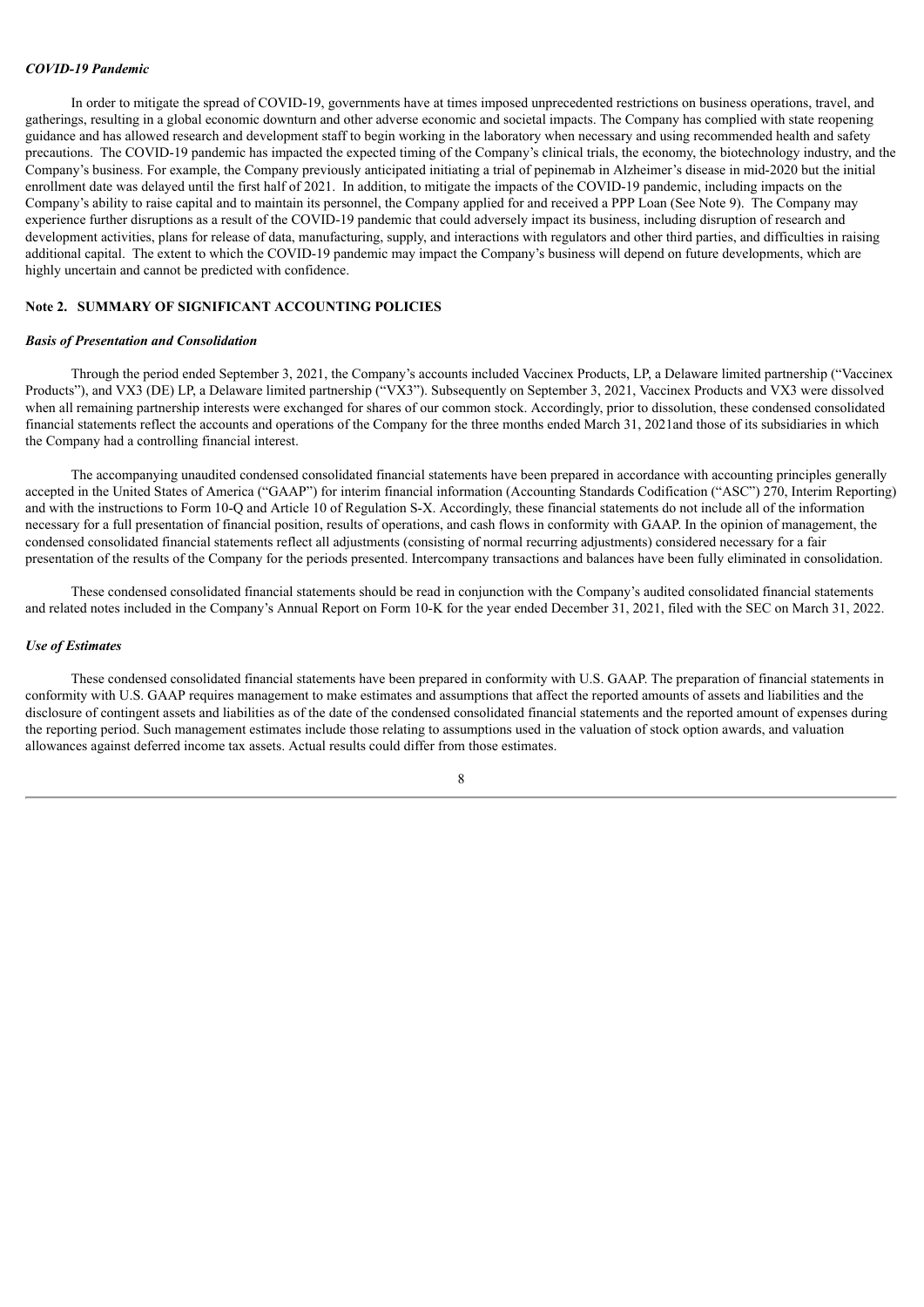### *COVID-19 Pandemic*

In order to mitigate the spread of COVID-19, governments have at times imposed unprecedented restrictions on business operations, travel, and gatherings, resulting in a global economic downturn and other adverse economic and societal impacts. The Company has complied with state reopening guidance and has allowed research and development staff to begin working in the laboratory when necessary and using recommended health and safety precautions. The COVID-19 pandemic has impacted the expected timing of the Company's clinical trials, the economy, the biotechnology industry, and the Company's business. For example, the Company previously anticipated initiating a trial of pepinemab in Alzheimer's disease in mid-2020 but the initial enrollment date was delayed until the first half of 2021. In addition, to mitigate the impacts of the COVID-19 pandemic, including impacts on the Company's ability to raise capital and to maintain its personnel, the Company applied for and received a PPP Loan (See Note 9). The Company may experience further disruptions as a result of the COVID-19 pandemic that could adversely impact its business, including disruption of research and development activities, plans for release of data, manufacturing, supply, and interactions with regulators and other third parties, and difficulties in raising additional capital. The extent to which the COVID-19 pandemic may impact the Company's business will depend on future developments, which are highly uncertain and cannot be predicted with confidence.

## Note 2. SUMMARY OF SIGNIFICANT ACCOUNTING POLICIES

### *Basis of Presentation and Consolidation*

Through the period ended September 3, 2021, the Company's accounts included Vaccinex Products, LP, a Delaware limited partnership ("Vaccinex Products"), and VX3 (DE) LP, a Delaware limited partnership ("VX3"). Subsequently on September 3, 2021, Vaccinex Products and VX3 were dissolved when all remaining partnership interests were exchanged for shares of our common stock. Accordingly, prior to dissolution, these condensed consolidated financial statements reflect the accounts and operations of the Company for the three months ended March 31, 2021and those of its subsidiaries in which the Company had a controlling financial interest.

The accompanying unaudited condensed consolidated financial statements have been prepared in accordance with accounting principles generally accepted in the United States of America ("GAAP") for interim financial information (Accounting Standards Codification ("ASC") 270, Interim Reporting) and with the instructions to Form 10-Q and Article 10 of Regulation S-X. Accordingly, these financial statements do not include all of the information necessary for a full presentation of financial position, results of operations, and cash flows in conformity with GAAP. In the opinion of management, the condensed consolidated financial statements reflect all adjustments (consisting of normal recurring adjustments) considered necessary for a fair presentation of the results of the Company for the periods presented. Intercompany transactions and balances have been fully eliminated in consolidation.

These condensed consolidated financial statements should be read in conjunction with the Company's audited consolidated financial statements and related notes included in the Company's Annual Report on Form 10-K for the year ended December 31, 2021, filed with the SEC on March 31, 2022.

### *Use of Estimates*

These condensed consolidated financial statements have been prepared in conformity with U.S. GAAP. The preparation of financial statements in conformity with U.S. GAAP requires management to make estimates and assumptions that affect the reported amounts of assets and liabilities and the disclosure of contingent assets and liabilities as of the date of the condensed consolidated financial statements and the reported amount of expenses during the reporting period. Such management estimates include those relating to assumptions used in the valuation of stock option awards, and valuation allowances against deferred income tax assets. Actual results could differ from those estimates.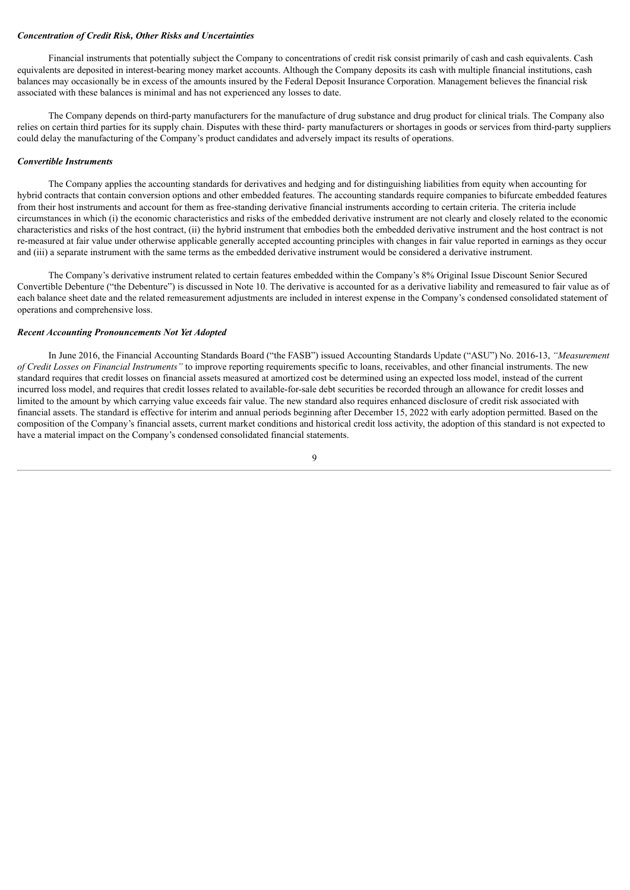***Concentration of Credit Risk, Other Risks and Uncertainties***

Financial instruments that potentially subject the Company to concentrations of credit risk consist primarily of cash and cash equivalents. Cash equivalents are deposited in interest-bearing money market accounts. Although the Company deposits its cash with multiple financial institutions, cash balances may occasionally be in excess of the amounts insured by the Federal Deposit Insurance Corporation. Management believes the financial risk associated with these balances is minimal and has not experienced any losses to date.

The Company depends on third-party manufacturers for the manufacture of drug substance and drug product for clinical trials. The Company also relies on certain third parties for its supply chain. Disputes with these third- party manufacturers or shortages in goods or services from third-party suppliers could delay the manufacturing of the Company's product candidates and adversely impact its results of operations.

***Convertible Instruments***

The Company applies the accounting standards for derivatives and hedging and for distinguishing liabilities from equity when accounting for hybrid contracts that contain conversion options and other embedded features. The accounting standards require companies to bifurcate embedded features from their host instruments and account for them as free-standing derivative financial instruments according to certain criteria. The criteria include circumstances in which (i) the economic characteristics and risks of the embedded derivative instrument are not clearly and closely related to the economic characteristics and risks of the host contract, (ii) the hybrid instrument that embodies both the embedded derivative instrument and the host contract is not re-measured at fair value under otherwise applicable generally accepted accounting principles with changes in fair value reported in earnings as they occur and (iii) a separate instrument with the same terms as the embedded derivative instrument would be considered a derivative instrument.

The Company's derivative instrument related to certain features embedded within the Company's 8% Original Issue Discount Senior Secured Convertible Debenture ("the Debenture") is discussed in Note 10. The derivative is accounted for as a derivative liability and remeasured to fair value as of each balance sheet date and the related remeasurement adjustments are included in interest expense in the Company's condensed consolidated statement of operations and comprehensive loss.

***Recent Accounting Pronouncements Not Yet Adopted***

In June 2016, the Financial Accounting Standards Board ("the FASB") issued Accounting Standards Update ("ASU") No. 2016-13, *"Measurement of Credit Losses on Financial Instruments"* to improve reporting requirements specific to loans, receivables, and other financial instruments. The new standard requires that credit losses on financial assets measured at amortized cost be determined using an expected loss model, instead of the current incurred loss model, and requires that credit losses related to available-for-sale debt securities be recorded through an allowance for credit losses and limited to the amount by which carrying value exceeds fair value. The new standard also requires enhanced disclosure of credit risk associated with financial assets. The standard is effective for interim and annual periods beginning after December 15, 2022 with early adoption permitted. Based on the composition of the Company's financial assets, current market conditions and historical credit loss activity, the adoption of this standard is not expected to have a material impact on the Company's condensed consolidated financial statements.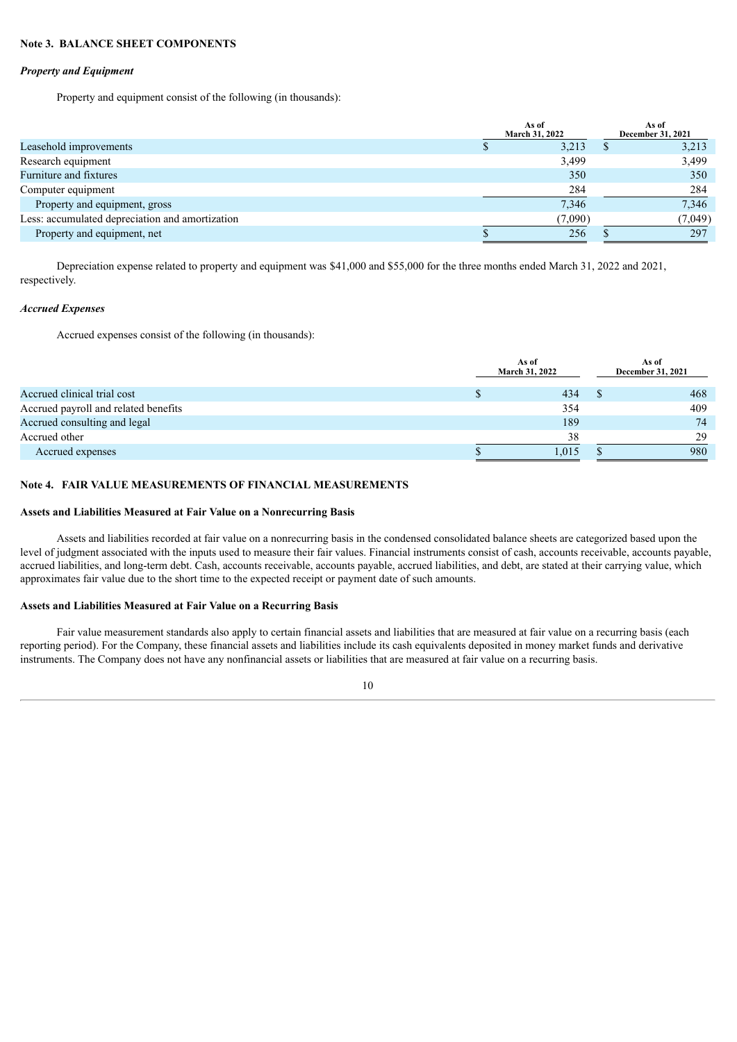**Note 3. BALANCE SHEET COMPONENTS**

***Property and Equipment***

Property and equipment consist of the following (in thousands):

| | As of March 31, 2022 | As of December 31, 2021 |
|---|---|---|
| Leasehold improvements | $ 3,213 | $ 3,213 |
| Research equipment | 3,499 | 3,499 |
| Furniture and fixtures | 350 | 350 |
| Computer equipment | 284 | 284 |
| Property and equipment, gross | 7,346 | 7,346 |
| Less: accumulated depreciation and amortization | (7,090) | (7,049) |
| Property and equipment, net | $ 256 | $ 297 |

Depreciation expense related to property and equipment was $41,000 and $55,000 for the three months ended March 31, 2022 and 2021, respectively.

***Accrued Expenses***

Accrued expenses consist of the following (in thousands):

| | As of March 31, 2022 | As of December 31, 2021 |
|---|---|---|
| Accrued clinical trial cost | $ 434 | $ 468 |
| Accrued payroll and related benefits | 354 | 409 |
| Accrued consulting and legal | 189 | 74 |
| Accrued other | 38 | 29 |
| Accrued expenses | $ 1,015 | $ 980 |

**Note 4. FAIR VALUE MEASUREMENTS OF FINANCIAL MEASUREMENTS**

**Assets and Liabilities Measured at Fair Value on a Nonrecurring Basis**

Assets and liabilities recorded at fair value on a nonrecurring basis in the condensed consolidated balance sheets are categorized based upon the level of judgment associated with the inputs used to measure their fair values. Financial instruments consist of cash, accounts receivable, accounts payable, accrued liabilities, and long-term debt. Cash, accounts receivable, accounts payable, accrued liabilities, and debt, are stated at their carrying value, which approximates fair value due to the short time to the expected receipt or payment date of such amounts.

**Assets and Liabilities Measured at Fair Value on a Recurring Basis**

Fair value measurement standards also apply to certain financial assets and liabilities that are measured at fair value on a recurring basis (each reporting period). For the Company, these financial assets and liabilities include its cash equivalents deposited in money market funds and derivative instruments. The Company does not have any nonfinancial assets or liabilities that are measured at fair value on a recurring basis.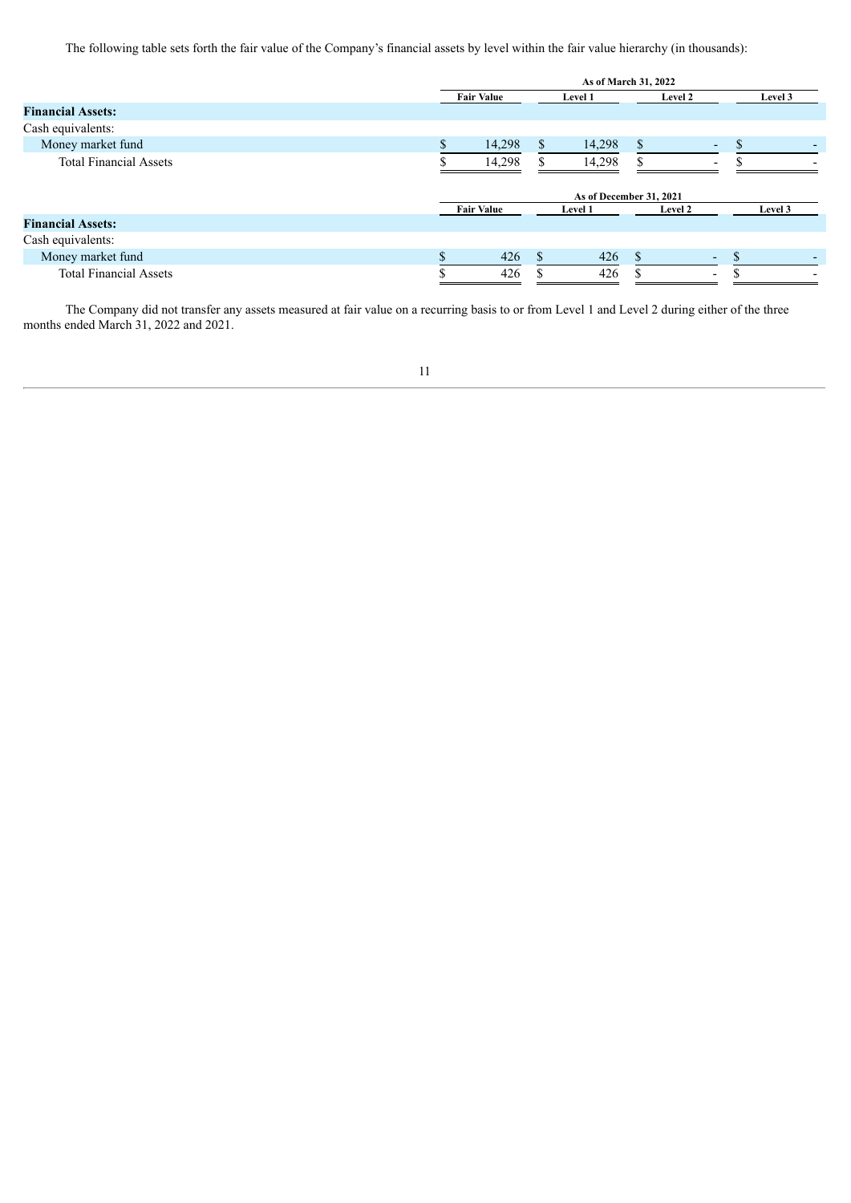The following table sets forth the fair value of the Company's financial assets by level within the fair value hierarchy (in thousands):

| | As of March 31, 2022 | | | |
|---|---|---|---|---|
| | Fair Value | Level 1 | Level 2 | Level 3 |
| **Financial Assets:** | | | | |
| Cash equivalents: | | | | |
| Money market fund | $ 14,298 | $ 14,298 | $ - | $ - |
| Total Financial Assets | $ 14,298 | $ 14,298 | $ - | $ - |

| | As of December 31, 2021 | | | |
|---|---|---|---|---|
| | Fair Value | Level 1 | Level 2 | Level 3 |
| **Financial Assets:** | | | | |
| Cash equivalents: | | | | |
| Money market fund | $ 426 | $ 426 | $ - | $ - |
| Total Financial Assets | $ 426 | $ 426 | $ - | $ - |

The Company did not transfer any assets measured at fair value on a recurring basis to or from Level 1 and Level 2 during either of the three months ended March 31, 2022 and 2021.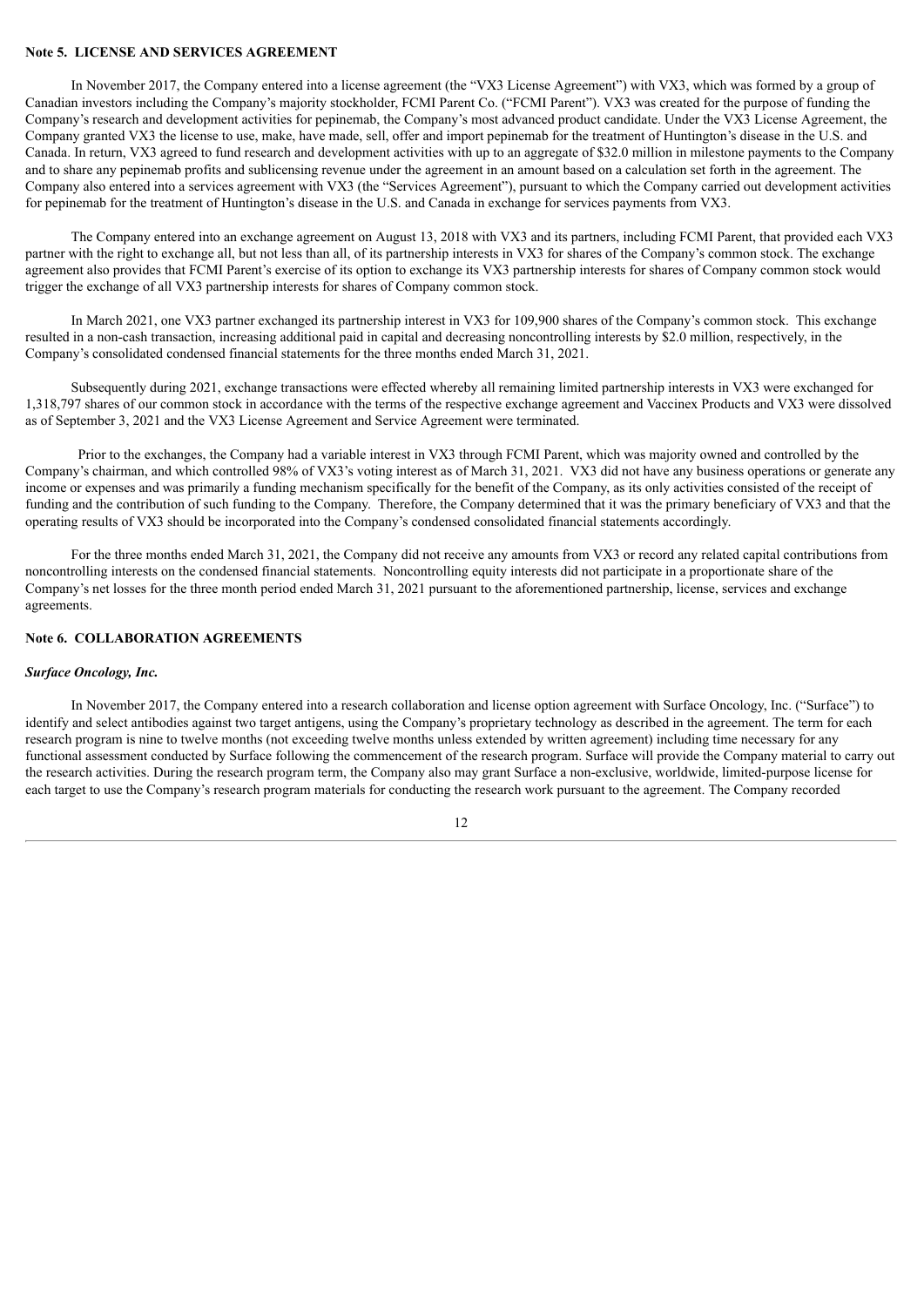## Note 5. LICENSE AND SERVICES AGREEMENT

In November 2017, the Company entered into a license agreement (the "VX3 License Agreement") with VX3, which was formed by a group of Canadian investors including the Company's majority stockholder, FCMI Parent Co. ("FCMI Parent"). VX3 was created for the purpose of funding the Company's research and development activities for pepinemab, the Company's most advanced product candidate. Under the VX3 License Agreement, the Company granted VX3 the license to use, make, have made, sell, offer and import pepinemab for the treatment of Huntington's disease in the U.S. and Canada. In return, VX3 agreed to fund research and development activities with up to an aggregate of $32.0 million in milestone payments to the Company and to share any pepinemab profits and sublicensing revenue under the agreement in an amount based on a calculation set forth in the agreement. The Company also entered into a services agreement with VX3 (the "Services Agreement"), pursuant to which the Company carried out development activities for pepinemab for the treatment of Huntington's disease in the U.S. and Canada in exchange for services payments from VX3.

The Company entered into an exchange agreement on August 13, 2018 with VX3 and its partners, including FCMI Parent, that provided each VX3 partner with the right to exchange all, but not less than all, of its partnership interests in VX3 for shares of the Company's common stock. The exchange agreement also provides that FCMI Parent's exercise of its option to exchange its VX3 partnership interests for shares of Company common stock would trigger the exchange of all VX3 partnership interests for shares of Company common stock.

In March 2021, one VX3 partner exchanged its partnership interest in VX3 for 109,900 shares of the Company's common stock. This exchange resulted in a non-cash transaction, increasing additional paid in capital and decreasing noncontrolling interests by $2.0 million, respectively, in the Company's consolidated condensed financial statements for the three months ended March 31, 2021.

Subsequently during 2021, exchange transactions were effected whereby all remaining limited partnership interests in VX3 were exchanged for 1,318,797 shares of our common stock in accordance with the terms of the respective exchange agreement and Vaccinex Products and VX3 were dissolved as of September 3, 2021 and the VX3 License Agreement and Service Agreement were terminated.

Prior to the exchanges, the Company had a variable interest in VX3 through FCMI Parent, which was majority owned and controlled by the Company's chairman, and which controlled 98% of VX3's voting interest as of March 31, 2021. VX3 did not have any business operations or generate any income or expenses and was primarily a funding mechanism specifically for the benefit of the Company, as its only activities consisted of the receipt of funding and the contribution of such funding to the Company. Therefore, the Company determined that it was the primary beneficiary of VX3 and that the operating results of VX3 should be incorporated into the Company's condensed consolidated financial statements accordingly.

For the three months ended March 31, 2021, the Company did not receive any amounts from VX3 or record any related capital contributions from noncontrolling interests on the condensed financial statements. Noncontrolling equity interests did not participate in a proportionate share of the Company's net losses for the three month period ended March 31, 2021 pursuant to the aforementioned partnership, license, services and exchange agreements.

## Note 6. COLLABORATION AGREEMENTS

### *Surface Oncology, Inc.*

In November 2017, the Company entered into a research collaboration and license option agreement with Surface Oncology, Inc. ("Surface") to identify and select antibodies against two target antigens, using the Company's proprietary technology as described in the agreement. The term for each research program is nine to twelve months (not exceeding twelve months unless extended by written agreement) including time necessary for any functional assessment conducted by Surface following the commencement of the research program. Surface will provide the Company material to carry out the research activities. During the research program term, the Company also may grant Surface a non-exclusive, worldwide, limited-purpose license for each target to use the Company's research program materials for conducting the research work pursuant to the agreement. The Company recorded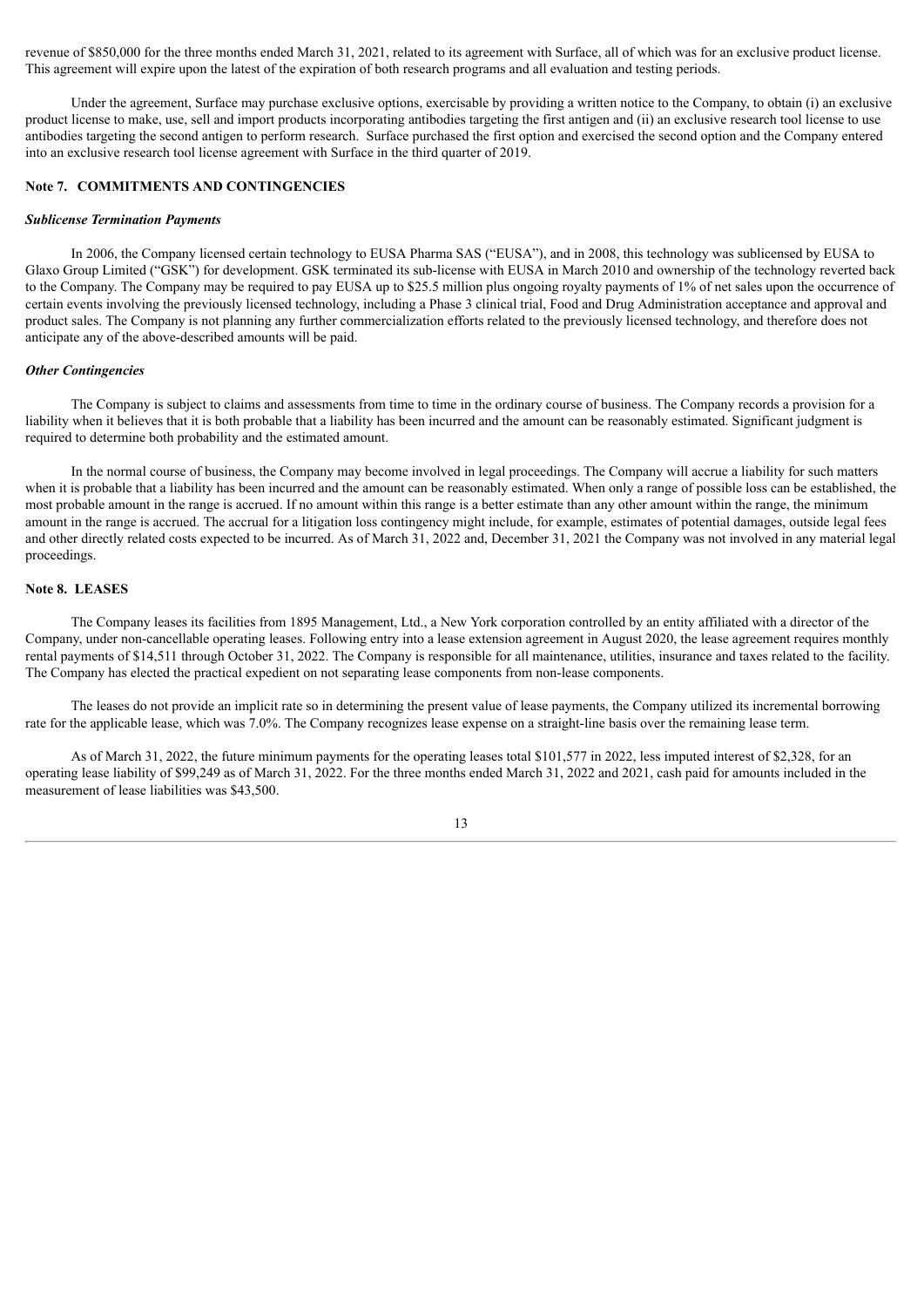revenue of $850,000 for the three months ended March 31, 2021, related to its agreement with Surface, all of which was for an exclusive product license. This agreement will expire upon the latest of the expiration of both research programs and all evaluation and testing periods.

Under the agreement, Surface may purchase exclusive options, exercisable by providing a written notice to the Company, to obtain (i) an exclusive product license to make, use, sell and import products incorporating antibodies targeting the first antigen and (ii) an exclusive research tool license to use antibodies targeting the second antigen to perform research. Surface purchased the first option and exercised the second option and the Company entered into an exclusive research tool license agreement with Surface in the third quarter of 2019.

## Note 7. COMMITMENTS AND CONTINGENCIES

### *Sublicense Termination Payments*

In 2006, the Company licensed certain technology to EUSA Pharma SAS ("EUSA"), and in 2008, this technology was sublicensed by EUSA to Glaxo Group Limited ("GSK") for development. GSK terminated its sub-license with EUSA in March 2010 and ownership of the technology reverted back to the Company. The Company may be required to pay EUSA up to $25.5 million plus ongoing royalty payments of 1% of net sales upon the occurrence of certain events involving the previously licensed technology, including a Phase 3 clinical trial, Food and Drug Administration acceptance and approval and product sales. The Company is not planning any further commercialization efforts related to the previously licensed technology, and therefore does not anticipate any of the above-described amounts will be paid.

### *Other Contingencies*

The Company is subject to claims and assessments from time to time in the ordinary course of business. The Company records a provision for a liability when it believes that it is both probable that a liability has been incurred and the amount can be reasonably estimated. Significant judgment is required to determine both probability and the estimated amount.

In the normal course of business, the Company may become involved in legal proceedings. The Company will accrue a liability for such matters when it is probable that a liability has been incurred and the amount can be reasonably estimated. When only a range of possible loss can be established, the most probable amount in the range is accrued. If no amount within this range is a better estimate than any other amount within the range, the minimum amount in the range is accrued. The accrual for a litigation loss contingency might include, for example, estimates of potential damages, outside legal fees and other directly related costs expected to be incurred. As of March 31, 2022 and, December 31, 2021 the Company was not involved in any material legal proceedings.

## Note 8. LEASES

The Company leases its facilities from 1895 Management, Ltd., a New York corporation controlled by an entity affiliated with a director of the Company, under non-cancellable operating leases. Following entry into a lease extension agreement in August 2020, the lease agreement requires monthly rental payments of $14,511 through October 31, 2022. The Company is responsible for all maintenance, utilities, insurance and taxes related to the facility. The Company has elected the practical expedient on not separating lease components from non-lease components.

The leases do not provide an implicit rate so in determining the present value of lease payments, the Company utilized its incremental borrowing rate for the applicable lease, which was 7.0%. The Company recognizes lease expense on a straight-line basis over the remaining lease term.

As of March 31, 2022, the future minimum payments for the operating leases total $101,577 in 2022, less imputed interest of $2,328, for an operating lease liability of $99,249 as of March 31, 2022. For the three months ended March 31, 2022 and 2021, cash paid for amounts included in the measurement of lease liabilities was $43,500.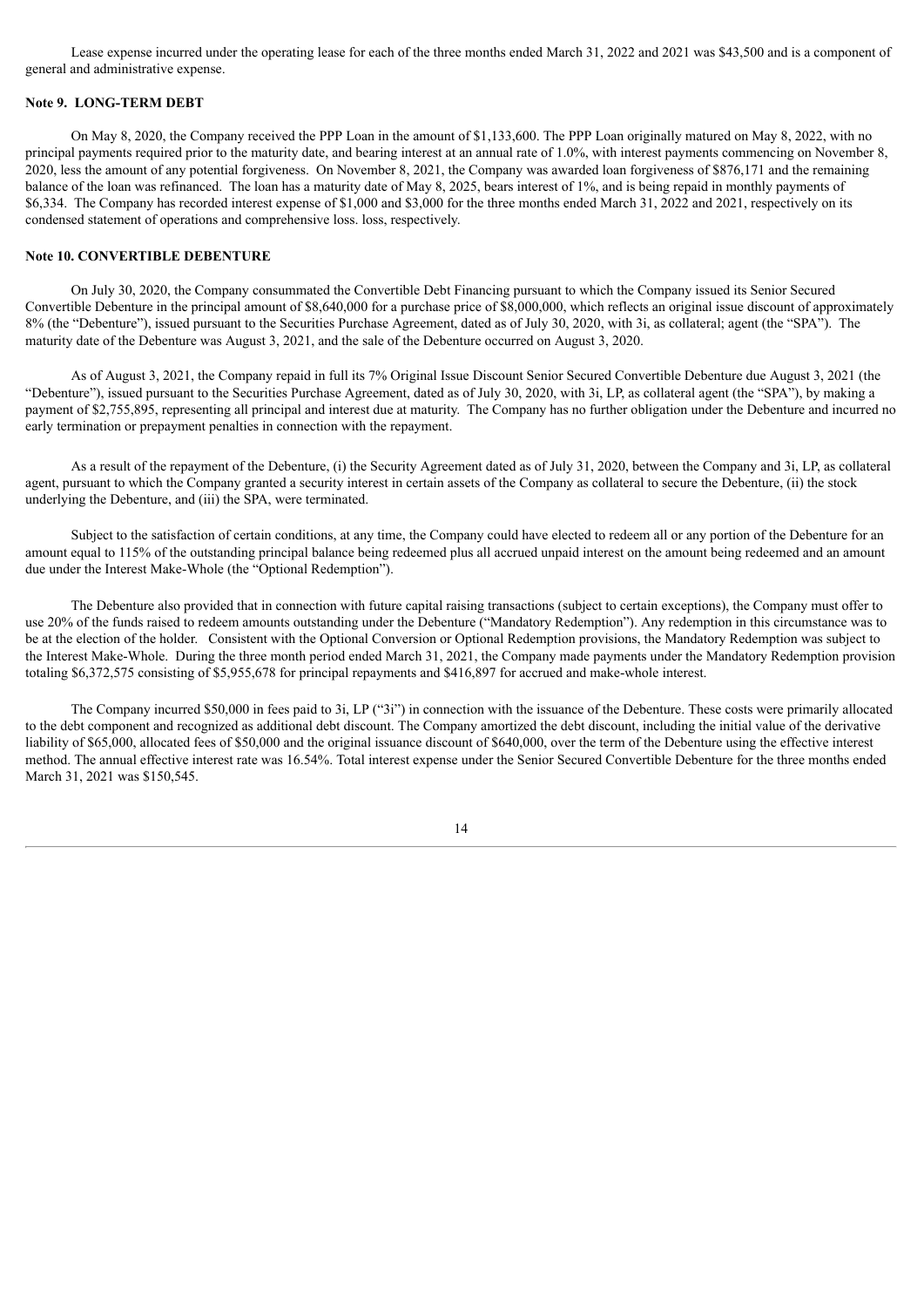Lease expense incurred under the operating lease for each of the three months ended March 31, 2022 and 2021 was $43,500 and is a component of general and administrative expense.

### Note 9. LONG-TERM DEBT

On May 8, 2020, the Company received the PPP Loan in the amount of $1,133,600. The PPP Loan originally matured on May 8, 2022, with no principal payments required prior to the maturity date, and bearing interest at an annual rate of 1.0%, with interest payments commencing on November 8, 2020, less the amount of any potential forgiveness. On November 8, 2021, the Company was awarded loan forgiveness of $876,171 and the remaining balance of the loan was refinanced. The loan has a maturity date of May 8, 2025, bears interest of 1%, and is being repaid in monthly payments of $6,334. The Company has recorded interest expense of $1,000 and $3,000 for the three months ended March 31, 2022 and 2021, respectively on its condensed statement of operations and comprehensive loss. loss, respectively.

### Note 10. CONVERTIBLE DEBENTURE

On July 30, 2020, the Company consummated the Convertible Debt Financing pursuant to which the Company issued its Senior Secured Convertible Debenture in the principal amount of $8,640,000 for a purchase price of $8,000,000, which reflects an original issue discount of approximately 8% (the "Debenture"), issued pursuant to the Securities Purchase Agreement, dated as of July 30, 2020, with 3i, as collateral; agent (the "SPA"). The maturity date of the Debenture was August 3, 2021, and the sale of the Debenture occurred on August 3, 2020.

As of August 3, 2021, the Company repaid in full its 7% Original Issue Discount Senior Secured Convertible Debenture due August 3, 2021 (the "Debenture"), issued pursuant to the Securities Purchase Agreement, dated as of July 30, 2020, with 3i, LP, as collateral agent (the "SPA"), by making a payment of $2,755,895, representing all principal and interest due at maturity. The Company has no further obligation under the Debenture and incurred no early termination or prepayment penalties in connection with the repayment.

As a result of the repayment of the Debenture, (i) the Security Agreement dated as of July 31, 2020, between the Company and 3i, LP, as collateral agent, pursuant to which the Company granted a security interest in certain assets of the Company as collateral to secure the Debenture, (ii) the stock underlying the Debenture, and (iii) the SPA, were terminated.

Subject to the satisfaction of certain conditions, at any time, the Company could have elected to redeem all or any portion of the Debenture for an amount equal to 115% of the outstanding principal balance being redeemed plus all accrued unpaid interest on the amount being redeemed and an amount due under the Interest Make-Whole (the "Optional Redemption").

The Debenture also provided that in connection with future capital raising transactions (subject to certain exceptions), the Company must offer to use 20% of the funds raised to redeem amounts outstanding under the Debenture ("Mandatory Redemption"). Any redemption in this circumstance was to be at the election of the holder. Consistent with the Optional Conversion or Optional Redemption provisions, the Mandatory Redemption was subject to the Interest Make-Whole. During the three month period ended March 31, 2021, the Company made payments under the Mandatory Redemption provision totaling $6,372,575 consisting of $5,955,678 for principal repayments and $416,897 for accrued and make-whole interest.

The Company incurred $50,000 in fees paid to 3i, LP ("3i") in connection with the issuance of the Debenture. These costs were primarily allocated to the debt component and recognized as additional debt discount. The Company amortized the debt discount, including the initial value of the derivative liability of $65,000, allocated fees of $50,000 and the original issuance discount of $640,000, over the term of the Debenture using the effective interest method. The annual effective interest rate was 16.54%. Total interest expense under the Senior Secured Convertible Debenture for the three months ended March 31, 2021 was $150,545.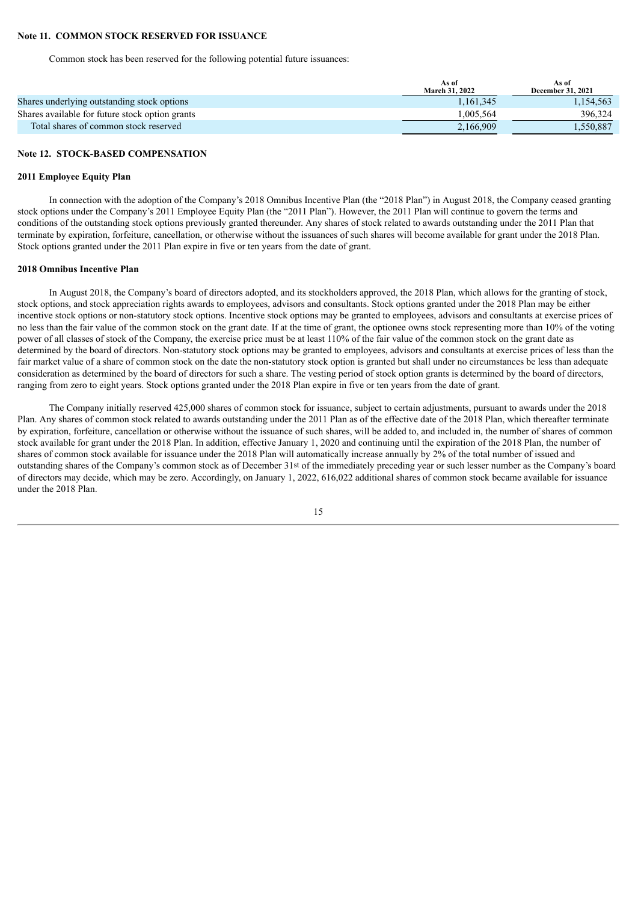**Note 11. COMMON STOCK RESERVED FOR ISSUANCE**

Common stock has been reserved for the following potential future issuances:

| | As of March 31, 2022 | As of December 31, 2021 |
|---|---|---|
| Shares underlying outstanding stock options | 1,161,345 | 1,154,563 |
| Shares available for future stock option grants | 1,005,564 | 396,324 |
| Total shares of common stock reserved | 2,166,909 | 1,550,887 |

**Note 12. STOCK-BASED COMPENSATION**

**2011 Employee Equity Plan**

In connection with the adoption of the Company's 2018 Omnibus Incentive Plan (the "2018 Plan") in August 2018, the Company ceased granting stock options under the Company's 2011 Employee Equity Plan (the "2011 Plan"). However, the 2011 Plan will continue to govern the terms and conditions of the outstanding stock options previously granted thereunder. Any shares of stock related to awards outstanding under the 2011 Plan that terminate by expiration, forfeiture, cancellation, or otherwise without the issuances of such shares will become available for grant under the 2018 Plan. Stock options granted under the 2011 Plan expire in five or ten years from the date of grant.

**2018 Omnibus Incentive Plan**

In August 2018, the Company's board of directors adopted, and its stockholders approved, the 2018 Plan, which allows for the granting of stock, stock options, and stock appreciation rights awards to employees, advisors and consultants. Stock options granted under the 2018 Plan may be either incentive stock options or non-statutory stock options. Incentive stock options may be granted to employees, advisors and consultants at exercise prices of no less than the fair value of the common stock on the grant date. If at the time of grant, the optionee owns stock representing more than 10% of the voting power of all classes of stock of the Company, the exercise price must be at least 110% of the fair value of the common stock on the grant date as determined by the board of directors. Non-statutory stock options may be granted to employees, advisors and consultants at exercise prices of less than the fair market value of a share of common stock on the date the non-statutory stock option is granted but shall under no circumstances be less than adequate consideration as determined by the board of directors for such a share. The vesting period of stock option grants is determined by the board of directors, ranging from zero to eight years. Stock options granted under the 2018 Plan expire in five or ten years from the date of grant.

The Company initially reserved 425,000 shares of common stock for issuance, subject to certain adjustments, pursuant to awards under the 2018 Plan. Any shares of common stock related to awards outstanding under the 2011 Plan as of the effective date of the 2018 Plan, which thereafter terminate by expiration, forfeiture, cancellation or otherwise without the issuance of such shares, will be added to, and included in, the number of shares of common stock available for grant under the 2018 Plan. In addition, effective January 1, 2020 and continuing until the expiration of the 2018 Plan, the number of shares of common stock available for issuance under the 2018 Plan will automatically increase annually by 2% of the total number of issued and outstanding shares of the Company's common stock as of December 31st of the immediately preceding year or such lesser number as the Company's board of directors may decide, which may be zero. Accordingly, on January 1, 2022, 616,022 additional shares of common stock became available for issuance under the 2018 Plan.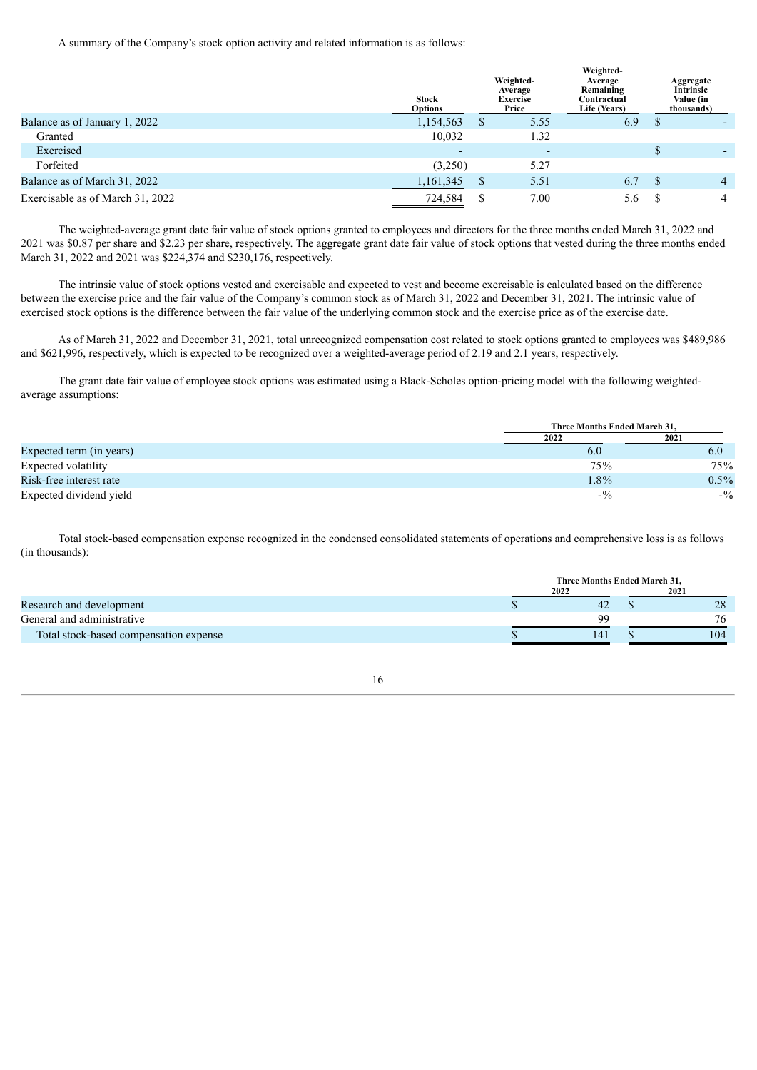A summary of the Company's stock option activity and related information is as follows:

| | Stock Options | Weighted-Average Exercise Price | Weighted-Average Remaining Contractual Life (Years) | Aggregate Intrinsic Value (in thousands) |
|---|---|---|---|---|
| Balance as of January 1, 2022 | 1,154,563 | $ 5.55 | 6.9 | $ - |
| Granted | 10,032 | 1.32 | | |
| Exercised | - | - | | $ - |
| Forfeited | (3,250) | 5.27 | | |
| Balance as of March 31, 2022 | 1,161,345 | $ 5.51 | 6.7 | $ 4 |
| Exercisable as of March 31, 2022 | 724,584 | $ 7.00 | 5.6 | $ 4 |

The weighted-average grant date fair value of stock options granted to employees and directors for the three months ended March 31, 2022 and 2021 was $0.87 per share and $2.23 per share, respectively. The aggregate grant date fair value of stock options that vested during the three months ended March 31, 2022 and 2021 was $224,374 and $230,176, respectively.

The intrinsic value of stock options vested and exercisable and expected to vest and become exercisable is calculated based on the difference between the exercise price and the fair value of the Company's common stock as of March 31, 2022 and December 31, 2021. The intrinsic value of exercised stock options is the difference between the fair value of the underlying common stock and the exercise price as of the exercise date.

As of March 31, 2022 and December 31, 2021, total unrecognized compensation cost related to stock options granted to employees was $489,986 and $621,996, respectively, which is expected to be recognized over a weighted-average period of 2.19 and 2.1 years, respectively.

The grant date fair value of employee stock options was estimated using a Black-Scholes option-pricing model with the following weighted-average assumptions:

| | Three Months Ended March 31, | |
|---|---|---|
| | 2022 | 2021 |
| Expected term (in years) | 6.0 | 6.0 |
| Expected volatility | 75% | 75% |
| Risk-free interest rate | 1.8% | 0.5% |
| Expected dividend yield | -% | -% |

Total stock-based compensation expense recognized in the condensed consolidated statements of operations and comprehensive loss is as follows (in thousands):

| | Three Months Ended March 31, | |
|---|---|---|
| | 2022 | 2021 |
| Research and development | $ 42 | $ 28 |
| General and administrative | 99 | 76 |
| Total stock-based compensation expense | $ 141 | $ 104 |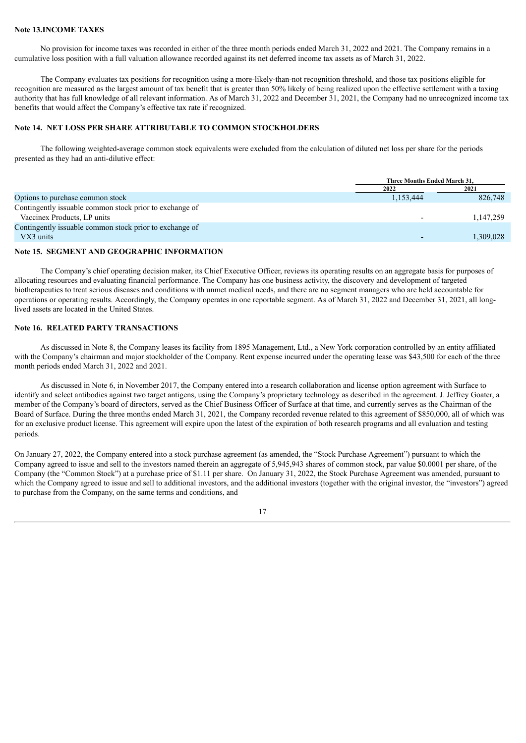**Note 13.INCOME TAXES**

No provision for income taxes was recorded in either of the three month periods ended March 31, 2022 and 2021. The Company remains in a cumulative loss position with a full valuation allowance recorded against its net deferred income tax assets as of March 31, 2022.

The Company evaluates tax positions for recognition using a more-likely-than-not recognition threshold, and those tax positions eligible for recognition are measured as the largest amount of tax benefit that is greater than 50% likely of being realized upon the effective settlement with a taxing authority that has full knowledge of all relevant information. As of March 31, 2022 and December 31, 2021, the Company had no unrecognized income tax benefits that would affect the Company's effective tax rate if recognized.

**Note 14. NET LOSS PER SHARE ATTRIBUTABLE TO COMMON STOCKHOLDERS**

The following weighted-average common stock equivalents were excluded from the calculation of diluted net loss per share for the periods presented as they had an anti-dilutive effect:

| | Three Months Ended March 31, | |
|---|---|---|
| | 2022 | 2021 |
| Options to purchase common stock | 1,153,444 | 826,748 |
| Contingently issuable common stock prior to exchange of Vaccinex Products, LP units | - | 1,147,259 |
| Contingently issuable common stock prior to exchange of VX3 units | - | 1,309,028 |

**Note 15. SEGMENT AND GEOGRAPHIC INFORMATION**

The Company's chief operating decision maker, its Chief Executive Officer, reviews its operating results on an aggregate basis for purposes of allocating resources and evaluating financial performance. The Company has one business activity, the discovery and development of targeted biotherapeutics to treat serious diseases and conditions with unmet medical needs, and there are no segment managers who are held accountable for operations or operating results. Accordingly, the Company operates in one reportable segment. As of March 31, 2022 and December 31, 2021, all long-lived assets are located in the United States.

**Note 16. RELATED PARTY TRANSACTIONS**

As discussed in Note 8, the Company leases its facility from 1895 Management, Ltd., a New York corporation controlled by an entity affiliated with the Company's chairman and major stockholder of the Company. Rent expense incurred under the operating lease was $43,500 for each of the three month periods ended March 31, 2022 and 2021.

As discussed in Note 6, in November 2017, the Company entered into a research collaboration and license option agreement with Surface to identify and select antibodies against two target antigens, using the Company's proprietary technology as described in the agreement. J. Jeffrey Goater, a member of the Company's board of directors, served as the Chief Business Officer of Surface at that time, and currently serves as the Chairman of the Board of Surface. During the three months ended March 31, 2021, the Company recorded revenue related to this agreement of $850,000, all of which was for an exclusive product license. This agreement will expire upon the latest of the expiration of both research programs and all evaluation and testing periods.

On January 27, 2022, the Company entered into a stock purchase agreement (as amended, the "Stock Purchase Agreement") pursuant to which the Company agreed to issue and sell to the investors named therein an aggregate of 5,945,943 shares of common stock, par value $0.0001 per share, of the Company (the "Common Stock") at a purchase price of $1.11 per share. On January 31, 2022, the Stock Purchase Agreement was amended, pursuant to which the Company agreed to issue and sell to additional investors, and the additional investors (together with the original investor, the "investors") agreed to purchase from the Company, on the same terms and conditions, and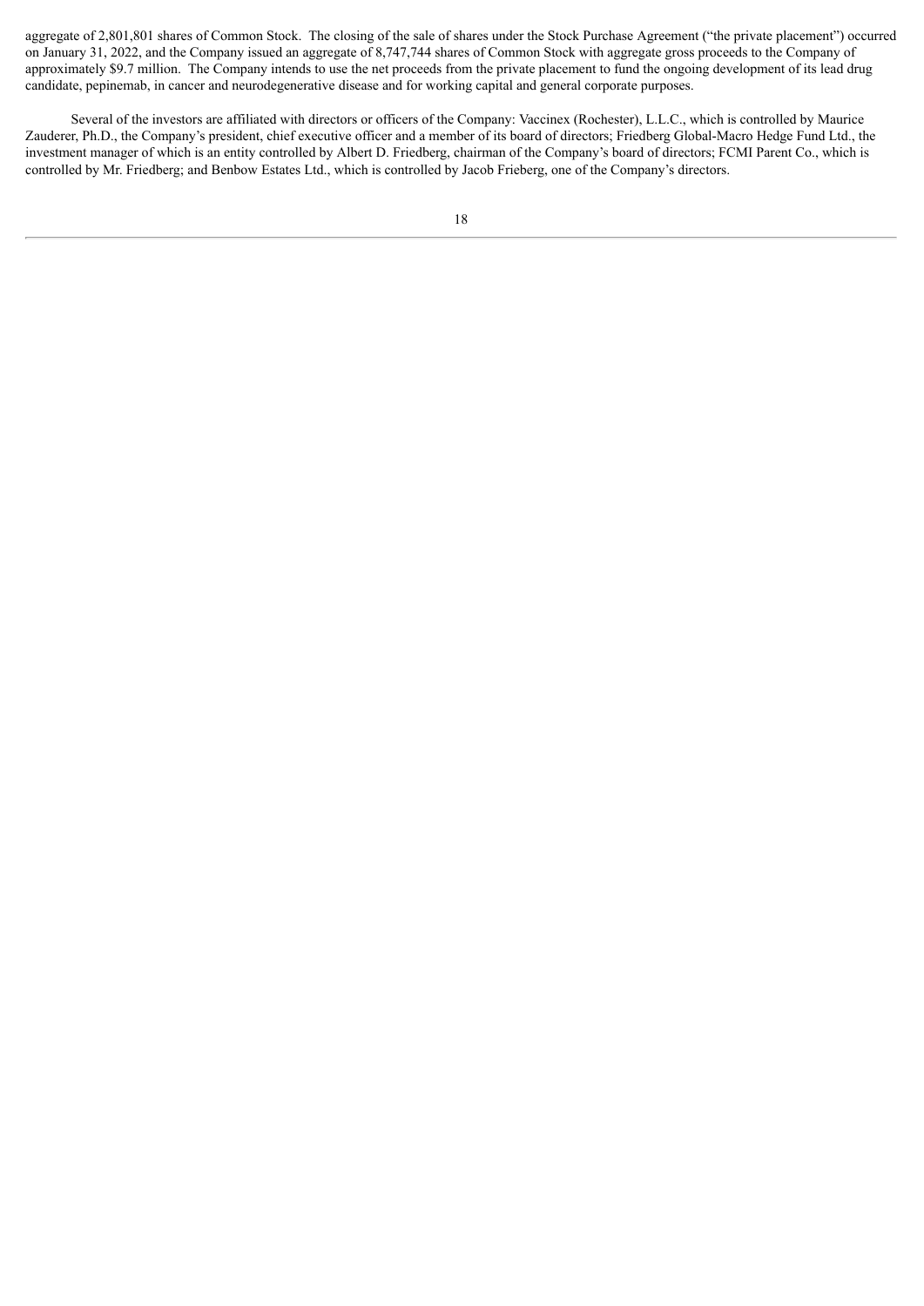aggregate of 2,801,801 shares of Common Stock. The closing of the sale of shares under the Stock Purchase Agreement ("the private placement") occurred on January 31, 2022, and the Company issued an aggregate of 8,747,744 shares of Common Stock with aggregate gross proceeds to the Company of approximately $9.7 million. The Company intends to use the net proceeds from the private placement to fund the ongoing development of its lead drug candidate, pepinemab, in cancer and neurodegenerative disease and for working capital and general corporate purposes.

Several of the investors are affiliated with directors or officers of the Company: Vaccinex (Rochester), L.L.C., which is controlled by Maurice Zauderer, Ph.D., the Company's president, chief executive officer and a member of its board of directors; Friedberg Global-Macro Hedge Fund Ltd., the investment manager of which is an entity controlled by Albert D. Friedberg, chairman of the Company's board of directors; FCMI Parent Co., which is controlled by Mr. Friedberg; and Benbow Estates Ltd., which is controlled by Jacob Frieberg, one of the Company's directors.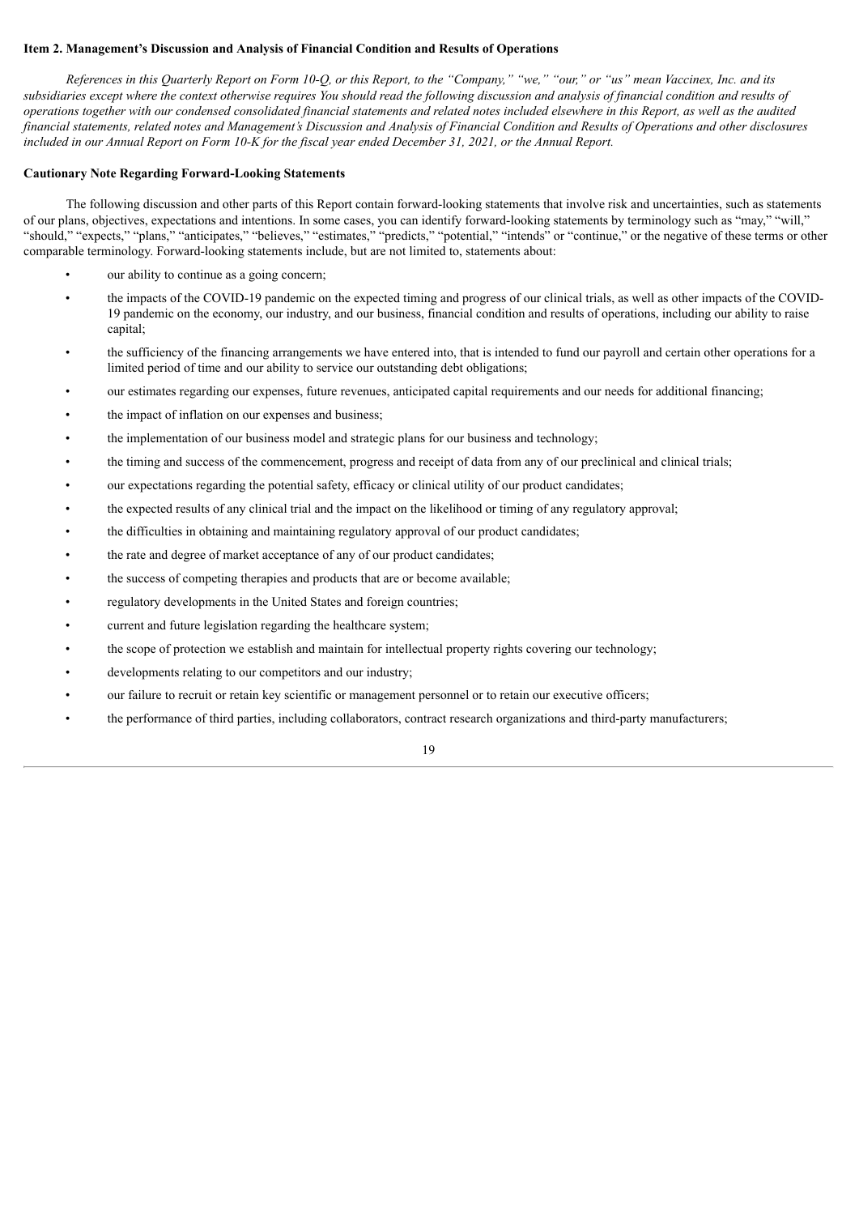**Item 2. Management's Discussion and Analysis of Financial Condition and Results of Operations**

*References in this Quarterly Report on Form 10-Q, or this Report, to the "Company," "we," "our," or "us" mean Vaccinex, Inc. and its subsidiaries except where the context otherwise requires You should read the following discussion and analysis of financial condition and results of operations together with our condensed consolidated financial statements and related notes included elsewhere in this Report, as well as the audited financial statements, related notes and Management's Discussion and Analysis of Financial Condition and Results of Operations and other disclosures included in our Annual Report on Form 10-K for the fiscal year ended December 31, 2021, or the Annual Report.*

**Cautionary Note Regarding Forward-Looking Statements**

The following discussion and other parts of this Report contain forward-looking statements that involve risk and uncertainties, such as statements of our plans, objectives, expectations and intentions. In some cases, you can identify forward-looking statements by terminology such as "may," "will," "should," "expects," "plans," "anticipates," "believes," "estimates," "predicts," "potential," "intends" or "continue," or the negative of these terms or other comparable terminology. Forward-looking statements include, but are not limited to, statements about:

- our ability to continue as a going concern;
- the impacts of the COVID-19 pandemic on the expected timing and progress of our clinical trials, as well as other impacts of the COVID-19 pandemic on the economy, our industry, and our business, financial condition and results of operations, including our ability to raise capital;
- the sufficiency of the financing arrangements we have entered into, that is intended to fund our payroll and certain other operations for a limited period of time and our ability to service our outstanding debt obligations;
- our estimates regarding our expenses, future revenues, anticipated capital requirements and our needs for additional financing;
- the impact of inflation on our expenses and business;
- the implementation of our business model and strategic plans for our business and technology;
- the timing and success of the commencement, progress and receipt of data from any of our preclinical and clinical trials;
- our expectations regarding the potential safety, efficacy or clinical utility of our product candidates;
- the expected results of any clinical trial and the impact on the likelihood or timing of any regulatory approval;
- the difficulties in obtaining and maintaining regulatory approval of our product candidates;
- the rate and degree of market acceptance of any of our product candidates;
- the success of competing therapies and products that are or become available;
- regulatory developments in the United States and foreign countries;
- current and future legislation regarding the healthcare system;
- the scope of protection we establish and maintain for intellectual property rights covering our technology;
- developments relating to our competitors and our industry;
- our failure to recruit or retain key scientific or management personnel or to retain our executive officers;
- the performance of third parties, including collaborators, contract research organizations and third-party manufacturers;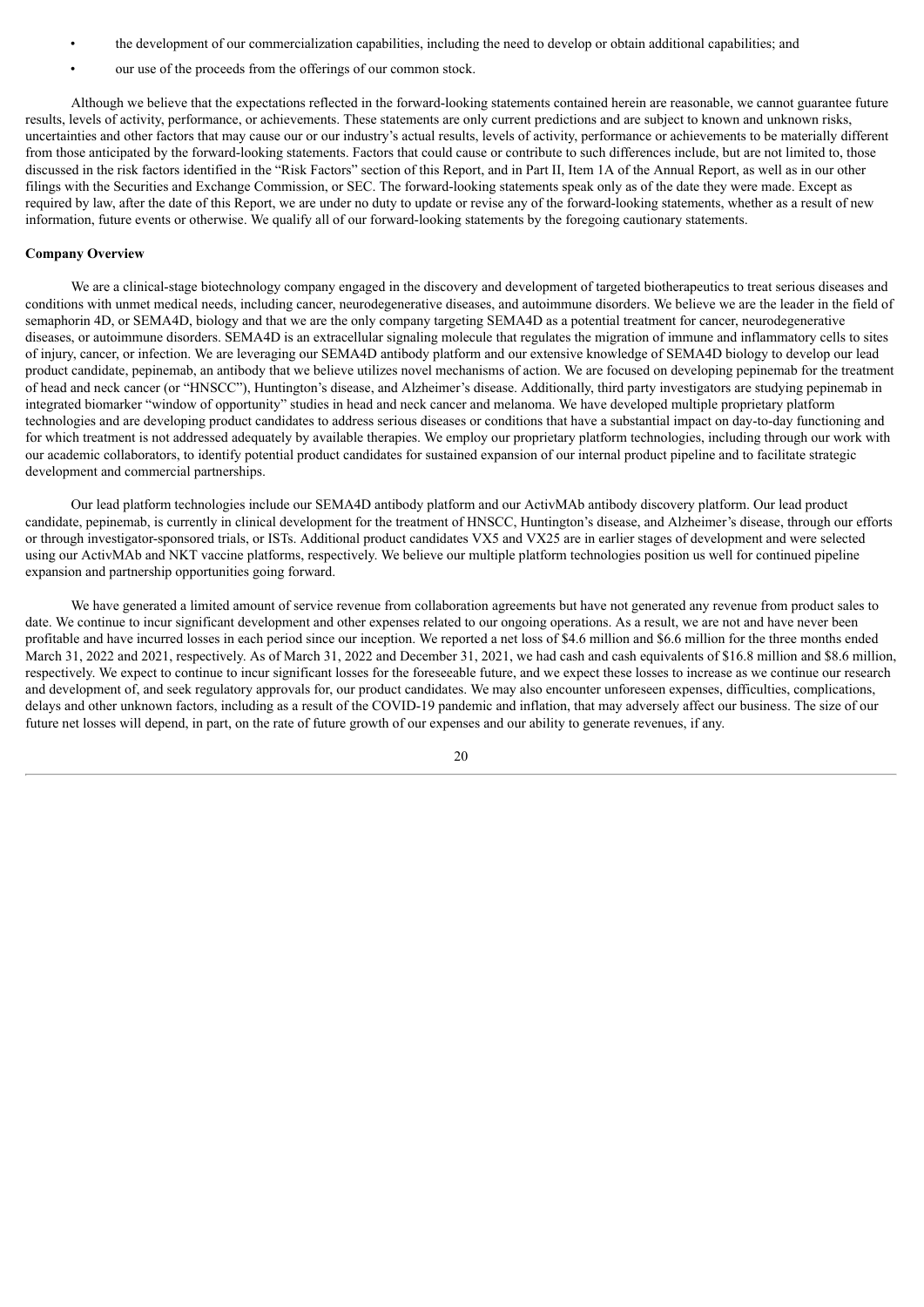- the development of our commercialization capabilities, including the need to develop or obtain additional capabilities; and
- our use of the proceeds from the offerings of our common stock.

Although we believe that the expectations reflected in the forward-looking statements contained herein are reasonable, we cannot guarantee future results, levels of activity, performance, or achievements. These statements are only current predictions and are subject to known and unknown risks, uncertainties and other factors that may cause our or our industry's actual results, levels of activity, performance or achievements to be materially different from those anticipated by the forward-looking statements. Factors that could cause or contribute to such differences include, but are not limited to, those discussed in the risk factors identified in the "Risk Factors" section of this Report, and in Part II, Item 1A of the Annual Report, as well as in our other filings with the Securities and Exchange Commission, or SEC. The forward-looking statements speak only as of the date they were made. Except as required by law, after the date of this Report, we are under no duty to update or revise any of the forward-looking statements, whether as a result of new information, future events or otherwise. We qualify all of our forward-looking statements by the foregoing cautionary statements.

**Company Overview**

We are a clinical-stage biotechnology company engaged in the discovery and development of targeted biotherapeutics to treat serious diseases and conditions with unmet medical needs, including cancer, neurodegenerative diseases, and autoimmune disorders. We believe we are the leader in the field of semaphorin 4D, or SEMA4D, biology and that we are the only company targeting SEMA4D as a potential treatment for cancer, neurodegenerative diseases, or autoimmune disorders. SEMA4D is an extracellular signaling molecule that regulates the migration of immune and inflammatory cells to sites of injury, cancer, or infection. We are leveraging our SEMA4D antibody platform and our extensive knowledge of SEMA4D biology to develop our lead product candidate, pepinemab, an antibody that we believe utilizes novel mechanisms of action. We are focused on developing pepinemab for the treatment of head and neck cancer (or "HNSCC"), Huntington's disease, and Alzheimer's disease. Additionally, third party investigators are studying pepinemab in integrated biomarker "window of opportunity" studies in head and neck cancer and melanoma. We have developed multiple proprietary platform technologies and are developing product candidates to address serious diseases or conditions that have a substantial impact on day-to-day functioning and for which treatment is not addressed adequately by available therapies. We employ our proprietary platform technologies, including through our work with our academic collaborators, to identify potential product candidates for sustained expansion of our internal product pipeline and to facilitate strategic development and commercial partnerships.

Our lead platform technologies include our SEMA4D antibody platform and our ActivMAb antibody discovery platform. Our lead product candidate, pepinemab, is currently in clinical development for the treatment of HNSCC, Huntington's disease, and Alzheimer's disease, through our efforts or through investigator-sponsored trials, or ISTs. Additional product candidates VX5 and VX25 are in earlier stages of development and were selected using our ActivMAb and NKT vaccine platforms, respectively. We believe our multiple platform technologies position us well for continued pipeline expansion and partnership opportunities going forward.

We have generated a limited amount of service revenue from collaboration agreements but have not generated any revenue from product sales to date. We continue to incur significant development and other expenses related to our ongoing operations. As a result, we are not and have never been profitable and have incurred losses in each period since our inception. We reported a net loss of $4.6 million and $6.6 million for the three months ended March 31, 2022 and 2021, respectively. As of March 31, 2022 and December 31, 2021, we had cash and cash equivalents of $16.8 million and $8.6 million, respectively. We expect to continue to incur significant losses for the foreseeable future, and we expect these losses to increase as we continue our research and development of, and seek regulatory approvals for, our product candidates. We may also encounter unforeseen expenses, difficulties, complications, delays and other unknown factors, including as a result of the COVID-19 pandemic and inflation, that may adversely affect our business. The size of our future net losses will depend, in part, on the rate of future growth of our expenses and our ability to generate revenues, if any.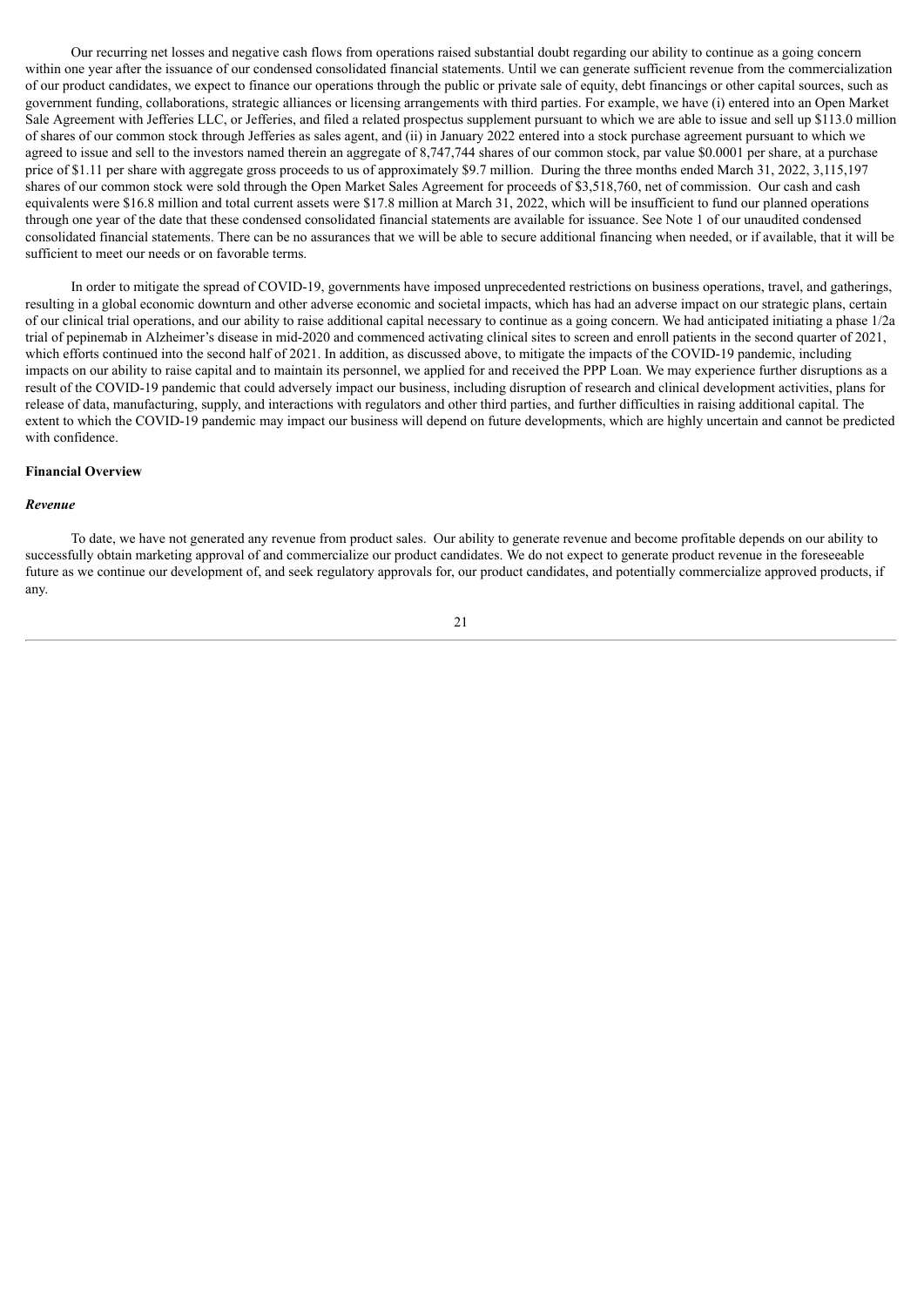Our recurring net losses and negative cash flows from operations raised substantial doubt regarding our ability to continue as a going concern within one year after the issuance of our condensed consolidated financial statements. Until we can generate sufficient revenue from the commercialization of our product candidates, we expect to finance our operations through the public or private sale of equity, debt financings or other capital sources, such as government funding, collaborations, strategic alliances or licensing arrangements with third parties. For example, we have (i) entered into an Open Market Sale Agreement with Jefferies LLC, or Jefferies, and filed a related prospectus supplement pursuant to which we are able to issue and sell up $113.0 million of shares of our common stock through Jefferies as sales agent, and (ii) in January 2022 entered into a stock purchase agreement pursuant to which we agreed to issue and sell to the investors named therein an aggregate of 8,747,744 shares of our common stock, par value $0.0001 per share, at a purchase price of $1.11 per share with aggregate gross proceeds to us of approximately $9.7 million. During the three months ended March 31, 2022, 3,115,197 shares of our common stock were sold through the Open Market Sales Agreement for proceeds of $3,518,760, net of commission. Our cash and cash equivalents were $16.8 million and total current assets were $17.8 million at March 31, 2022, which will be insufficient to fund our planned operations through one year of the date that these condensed consolidated financial statements are available for issuance. See Note 1 of our unaudited condensed consolidated financial statements. There can be no assurances that we will be able to secure additional financing when needed, or if available, that it will be sufficient to meet our needs or on favorable terms.

In order to mitigate the spread of COVID-19, governments have imposed unprecedented restrictions on business operations, travel, and gatherings, resulting in a global economic downturn and other adverse economic and societal impacts, which has had an adverse impact on our strategic plans, certain of our clinical trial operations, and our ability to raise additional capital necessary to continue as a going concern. We had anticipated initiating a phase 1/2a trial of pepinemab in Alzheimer's disease in mid-2020 and commenced activating clinical sites to screen and enroll patients in the second quarter of 2021, which efforts continued into the second half of 2021. In addition, as discussed above, to mitigate the impacts of the COVID-19 pandemic, including impacts on our ability to raise capital and to maintain its personnel, we applied for and received the PPP Loan. We may experience further disruptions as a result of the COVID-19 pandemic that could adversely impact our business, including disruption of research and clinical development activities, plans for release of data, manufacturing, supply, and interactions with regulators and other third parties, and further difficulties in raising additional capital. The extent to which the COVID-19 pandemic may impact our business will depend on future developments, which are highly uncertain and cannot be predicted with confidence.

**Financial Overview**

***Revenue***

To date, we have not generated any revenue from product sales. Our ability to generate revenue and become profitable depends on our ability to successfully obtain marketing approval of and commercialize our product candidates. We do not expect to generate product revenue in the foreseeable future as we continue our development of, and seek regulatory approvals for, our product candidates, and potentially commercialize approved products, if any.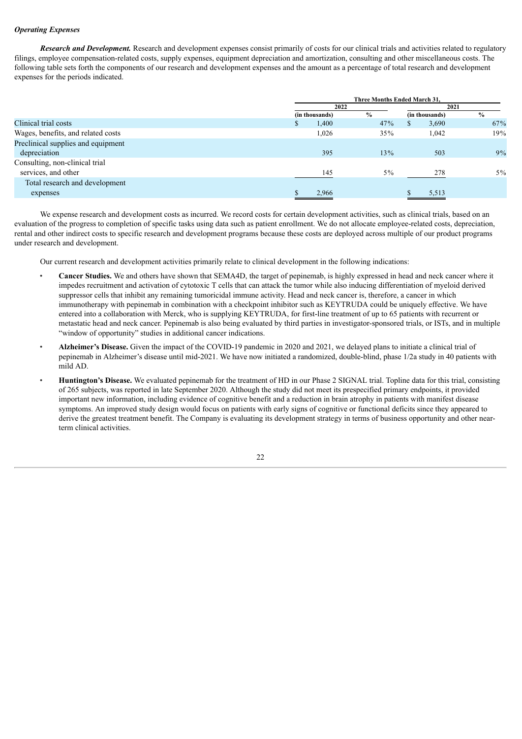***Operating Expenses***

***Research and Development.*** Research and development expenses consist primarily of costs for our clinical trials and activities related to regulatory filings, employee compensation-related costs, supply expenses, equipment depreciation and amortization, consulting and other miscellaneous costs. The following table sets forth the components of our research and development expenses and the amount as a percentage of total research and development expenses for the periods indicated.

| | Three Months Ended March 31, | | | |
|---|---|---|---|---|
| | 2022 | | 2021 | |
| | (in thousands) | % | (in thousands) | % |
| Clinical trial costs | $ 1,400 | 47% | $ 3,690 | 67% |
| Wages, benefits, and related costs | 1,026 | 35% | 1,042 | 19% |
| Preclinical supplies and equipment depreciation | 395 | 13% | 503 | 9% |
| Consulting, non-clinical trial services, and other | 145 | 5% | 278 | 5% |
| Total research and development expenses | $ 2,966 | | $ 5,513 | |

We expense research and development costs as incurred. We record costs for certain development activities, such as clinical trials, based on an evaluation of the progress to completion of specific tasks using data such as patient enrollment. We do not allocate employee-related costs, depreciation, rental and other indirect costs to specific research and development programs because these costs are deployed across multiple of our product programs under research and development.

Our current research and development activities primarily relate to clinical development in the following indications:

- **Cancer Studies.** We and others have shown that SEMA4D, the target of pepinemab, is highly expressed in head and neck cancer where it impedes recruitment and activation of cytotoxic T cells that can attack the tumor while also inducing differentiation of myeloid derived suppressor cells that inhibit any remaining tumoricidal immune activity. Head and neck cancer is, therefore, a cancer in which immunotherapy with pepinemab in combination with a checkpoint inhibitor such as KEYTRUDA could be uniquely effective. We have entered into a collaboration with Merck, who is supplying KEYTRUDA, for first-line treatment of up to 65 patients with recurrent or metastatic head and neck cancer. Pepinemab is also being evaluated by third parties in investigator-sponsored trials, or ISTs, and in multiple "window of opportunity" studies in additional cancer indications.
- **Alzheimer's Disease.** Given the impact of the COVID-19 pandemic in 2020 and 2021, we delayed plans to initiate a clinical trial of pepinemab in Alzheimer's disease until mid-2021. We have now initiated a randomized, double-blind, phase 1/2a study in 40 patients with mild AD.
- **Huntington's Disease.** We evaluated pepinemab for the treatment of HD in our Phase 2 SIGNAL trial. Topline data for this trial, consisting of 265 subjects, was reported in late September 2020. Although the study did not meet its prespecified primary endpoints, it provided important new information, including evidence of cognitive benefit and a reduction in brain atrophy in patients with manifest disease symptoms. An improved study design would focus on patients with early signs of cognitive or functional deficits since they appeared to derive the greatest treatment benefit. The Company is evaluating its development strategy in terms of business opportunity and other near-term clinical activities.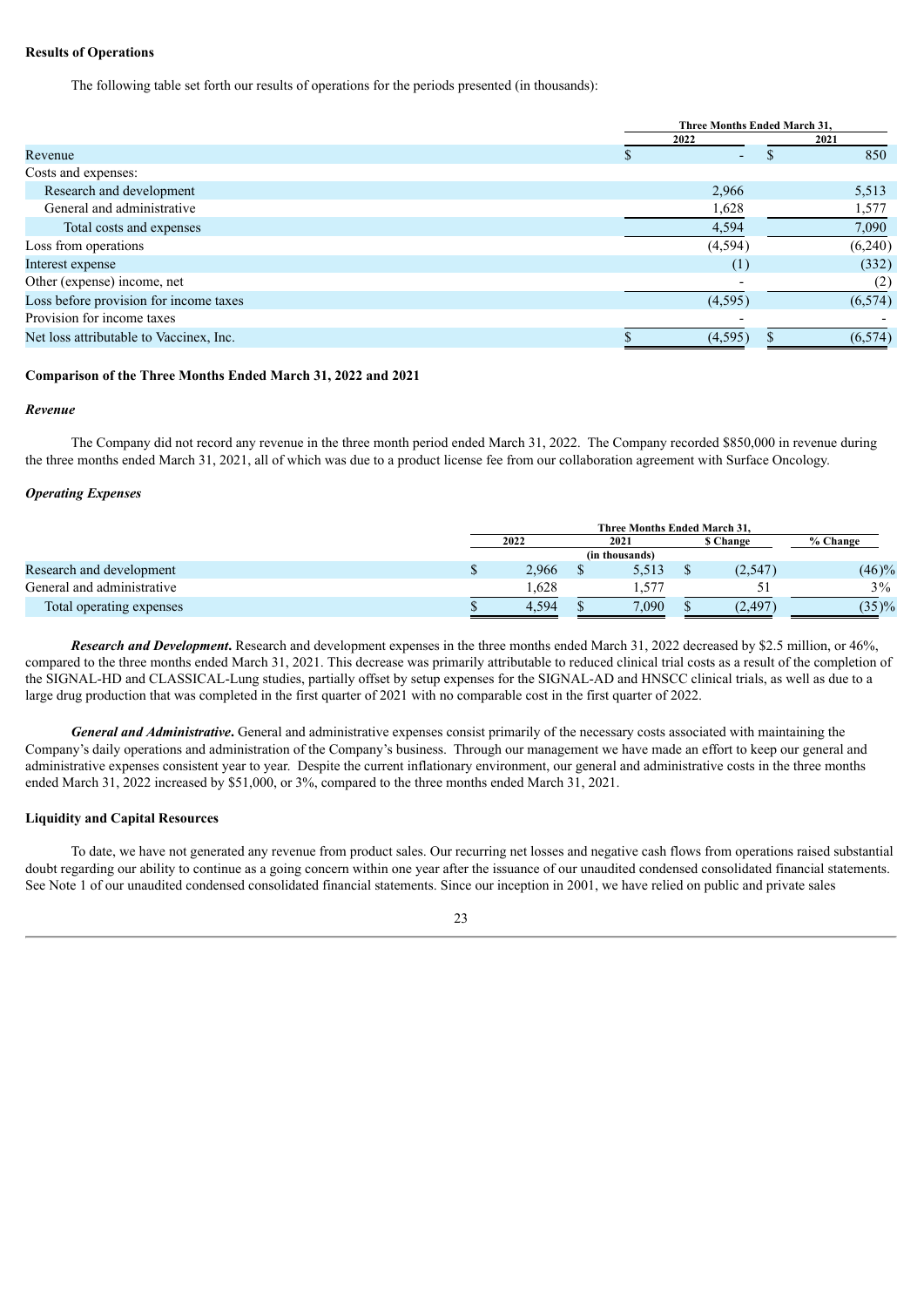**Results of Operations**

The following table set forth our results of operations for the periods presented (in thousands):

| | Three Months Ended March 31, | |
|---|---|---|
| | 2022 | 2021 |
| Revenue | $ - | $ 850 |
| Costs and expenses: | | |
| Research and development | 2,966 | 5,513 |
| General and administrative | 1,628 | 1,577 |
| Total costs and expenses | 4,594 | 7,090 |
| Loss from operations | (4,594) | (6,240) |
| Interest expense | (1) | (332) |
| Other (expense) income, net | - | (2) |
| Loss before provision for income taxes | (4,595) | (6,574) |
| Provision for income taxes | - | - |
| Net loss attributable to Vaccinex, Inc. | $ (4,595) | $ (6,574) |

**Comparison of the Three Months Ended March 31, 2022 and 2021**

***Revenue***

The Company did not record any revenue in the three month period ended March 31, 2022. The Company recorded $850,000 in revenue during the three months ended March 31, 2021, all of which was due to a product license fee from our collaboration agreement with Surface Oncology.

***Operating Expenses***

| | Three Months Ended March 31, | | | |
|---|---|---|---|---|
| | 2022 | 2021 | $ Change | % Change |
| | (in thousands) | | | |
| Research and development | $ 2,966 | $ 5,513 | $ (2,547) | (46)% |
| General and administrative | 1,628 | 1,577 | 51 | 3% |
| Total operating expenses | $ 4,594 | $ 7,090 | $ (2,497) | (35)% |

***Research and Development*.** Research and development expenses in the three months ended March 31, 2022 decreased by $2.5 million, or 46%, compared to the three months ended March 31, 2021. This decrease was primarily attributable to reduced clinical trial costs as a result of the completion of the SIGNAL-HD and CLASSICAL-Lung studies, partially offset by setup expenses for the SIGNAL-AD and HNSCC clinical trials, as well as due to a large drug production that was completed in the first quarter of 2021 with no comparable cost in the first quarter of 2022.

***General and Administrative*.** General and administrative expenses consist primarily of the necessary costs associated with maintaining the Company's daily operations and administration of the Company's business. Through our management we have made an effort to keep our general and administrative expenses consistent year to year. Despite the current inflationary environment, our general and administrative costs in the three months ended March 31, 2022 increased by $51,000, or 3%, compared to the three months ended March 31, 2021.

**Liquidity and Capital Resources**

To date, we have not generated any revenue from product sales. Our recurring net losses and negative cash flows from operations raised substantial doubt regarding our ability to continue as a going concern within one year after the issuance of our unaudited condensed consolidated financial statements. See Note 1 of our unaudited condensed consolidated financial statements. Since our inception in 2001, we have relied on public and private sales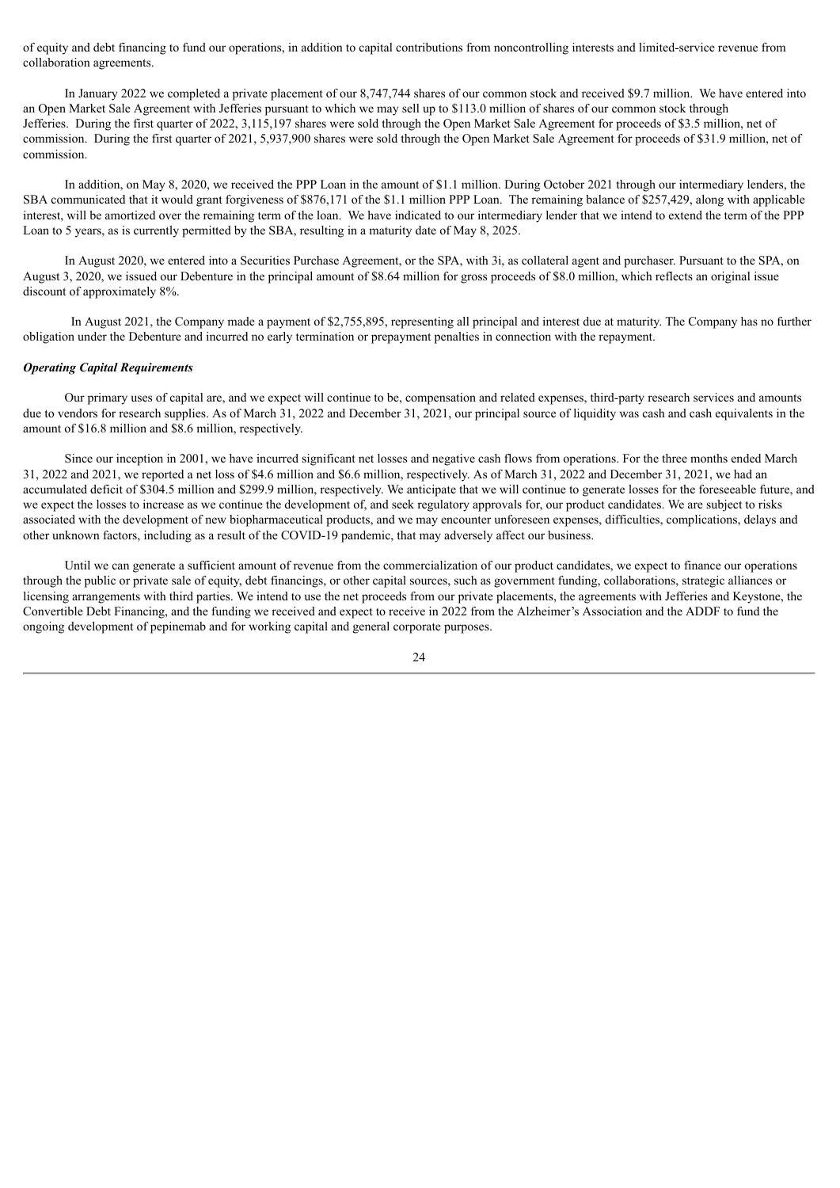of equity and debt financing to fund our operations, in addition to capital contributions from noncontrolling interests and limited-service revenue from collaboration agreements.

In January 2022 we completed a private placement of our 8,747,744 shares of our common stock and received $9.7 million. We have entered into an Open Market Sale Agreement with Jefferies pursuant to which we may sell up to $113.0 million of shares of our common stock through Jefferies. During the first quarter of 2022, 3,115,197 shares were sold through the Open Market Sale Agreement for proceeds of $3.5 million, net of commission. During the first quarter of 2021, 5,937,900 shares were sold through the Open Market Sale Agreement for proceeds of $31.9 million, net of commission.

In addition, on May 8, 2020, we received the PPP Loan in the amount of $1.1 million. During October 2021 through our intermediary lenders, the SBA communicated that it would grant forgiveness of $876,171 of the $1.1 million PPP Loan. The remaining balance of $257,429, along with applicable interest, will be amortized over the remaining term of the loan. We have indicated to our intermediary lender that we intend to extend the term of the PPP Loan to 5 years, as is currently permitted by the SBA, resulting in a maturity date of May 8, 2025.

In August 2020, we entered into a Securities Purchase Agreement, or the SPA, with 3i, as collateral agent and purchaser. Pursuant to the SPA, on August 3, 2020, we issued our Debenture in the principal amount of $8.64 million for gross proceeds of $8.0 million, which reflects an original issue discount of approximately 8%.

In August 2021, the Company made a payment of $2,755,895, representing all principal and interest due at maturity. The Company has no further obligation under the Debenture and incurred no early termination or prepayment penalties in connection with the repayment.

***Operating Capital Requirements***

Our primary uses of capital are, and we expect will continue to be, compensation and related expenses, third-party research services and amounts due to vendors for research supplies. As of March 31, 2022 and December 31, 2021, our principal source of liquidity was cash and cash equivalents in the amount of $16.8 million and $8.6 million, respectively.

Since our inception in 2001, we have incurred significant net losses and negative cash flows from operations. For the three months ended March 31, 2022 and 2021, we reported a net loss of $4.6 million and $6.6 million, respectively. As of March 31, 2022 and December 31, 2021, we had an accumulated deficit of $304.5 million and $299.9 million, respectively. We anticipate that we will continue to generate losses for the foreseeable future, and we expect the losses to increase as we continue the development of, and seek regulatory approvals for, our product candidates. We are subject to risks associated with the development of new biopharmaceutical products, and we may encounter unforeseen expenses, difficulties, complications, delays and other unknown factors, including as a result of the COVID-19 pandemic, that may adversely affect our business.

Until we can generate a sufficient amount of revenue from the commercialization of our product candidates, we expect to finance our operations through the public or private sale of equity, debt financings, or other capital sources, such as government funding, collaborations, strategic alliances or licensing arrangements with third parties. We intend to use the net proceeds from our private placements, the agreements with Jefferies and Keystone, the Convertible Debt Financing, and the funding we received and expect to receive in 2022 from the Alzheimer's Association and the ADDF to fund the ongoing development of pepinemab and for working capital and general corporate purposes.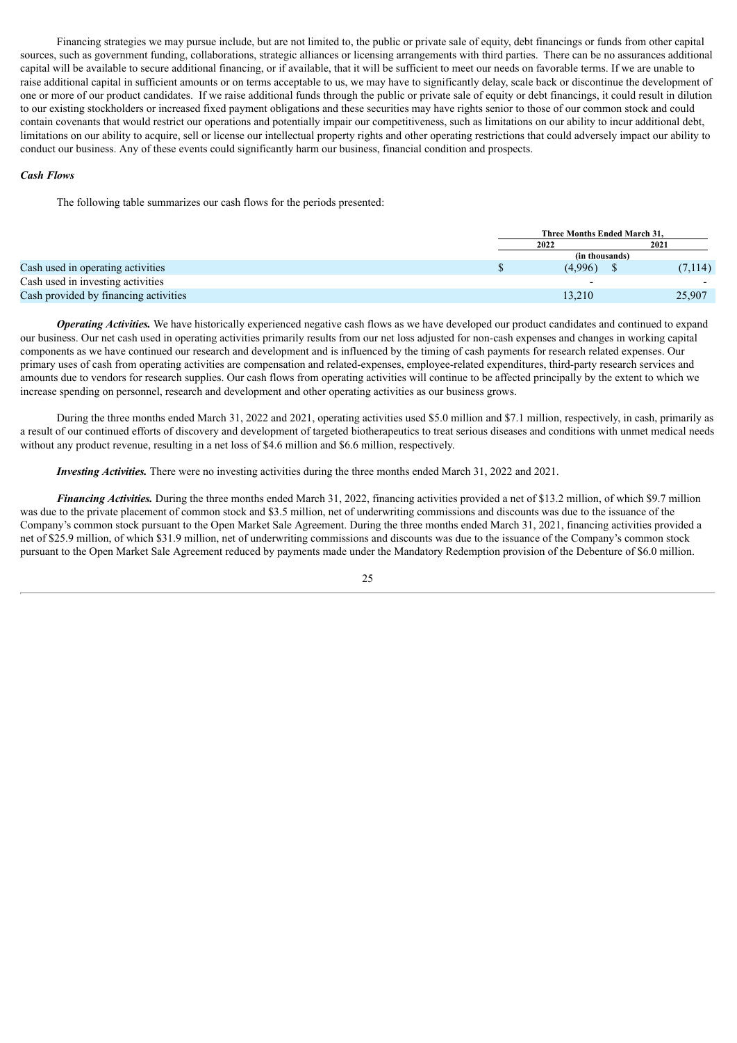Financing strategies we may pursue include, but are not limited to, the public or private sale of equity, debt financings or funds from other capital sources, such as government funding, collaborations, strategic alliances or licensing arrangements with third parties. There can be no assurances additional capital will be available to secure additional financing, or if available, that it will be sufficient to meet our needs on favorable terms. If we are unable to raise additional capital in sufficient amounts or on terms acceptable to us, we may have to significantly delay, scale back or discontinue the development of one or more of our product candidates. If we raise additional funds through the public or private sale of equity or debt financings, it could result in dilution to our existing stockholders or increased fixed payment obligations and these securities may have rights senior to those of our common stock and could contain covenants that would restrict our operations and potentially impair our competitiveness, such as limitations on our ability to incur additional debt, limitations on our ability to acquire, sell or license our intellectual property rights and other operating restrictions that could adversely impact our ability to conduct our business. Any of these events could significantly harm our business, financial condition and prospects.

***Cash Flows***

The following table summarizes our cash flows for the periods presented:

| | Three Months Ended March 31, | |
|---|---|---|
| | 2022 | 2021 |
| | (in thousands) | |
| Cash used in operating activities | $ (4,996) | $ (7,114) |
| Cash used in investing activities | - | - |
| Cash provided by financing activities | 13,210 | 25,907 |

***Operating Activities.*** We have historically experienced negative cash flows as we have developed our product candidates and continued to expand our business. Our net cash used in operating activities primarily results from our net loss adjusted for non-cash expenses and changes in working capital components as we have continued our research and development and is influenced by the timing of cash payments for research related expenses. Our primary uses of cash from operating activities are compensation and related-expenses, employee-related expenditures, third-party research services and amounts due to vendors for research supplies. Our cash flows from operating activities will continue to be affected principally by the extent to which we increase spending on personnel, research and development and other operating activities as our business grows.

During the three months ended March 31, 2022 and 2021, operating activities used $5.0 million and $7.1 million, respectively, in cash, primarily as a result of our continued efforts of discovery and development of targeted biotherapeutics to treat serious diseases and conditions with unmet medical needs without any product revenue, resulting in a net loss of $4.6 million and $6.6 million, respectively.

***Investing Activities.*** There were no investing activities during the three months ended March 31, 2022 and 2021.

***Financing Activities.*** During the three months ended March 31, 2022, financing activities provided a net of $13.2 million, of which $9.7 million was due to the private placement of common stock and $3.5 million, net of underwriting commissions and discounts was due to the issuance of the Company's common stock pursuant to the Open Market Sale Agreement. During the three months ended March 31, 2021, financing activities provided a net of $25.9 million, of which $31.9 million, net of underwriting commissions and discounts was due to the issuance of the Company's common stock pursuant to the Open Market Sale Agreement reduced by payments made under the Mandatory Redemption provision of the Debenture of $6.0 million.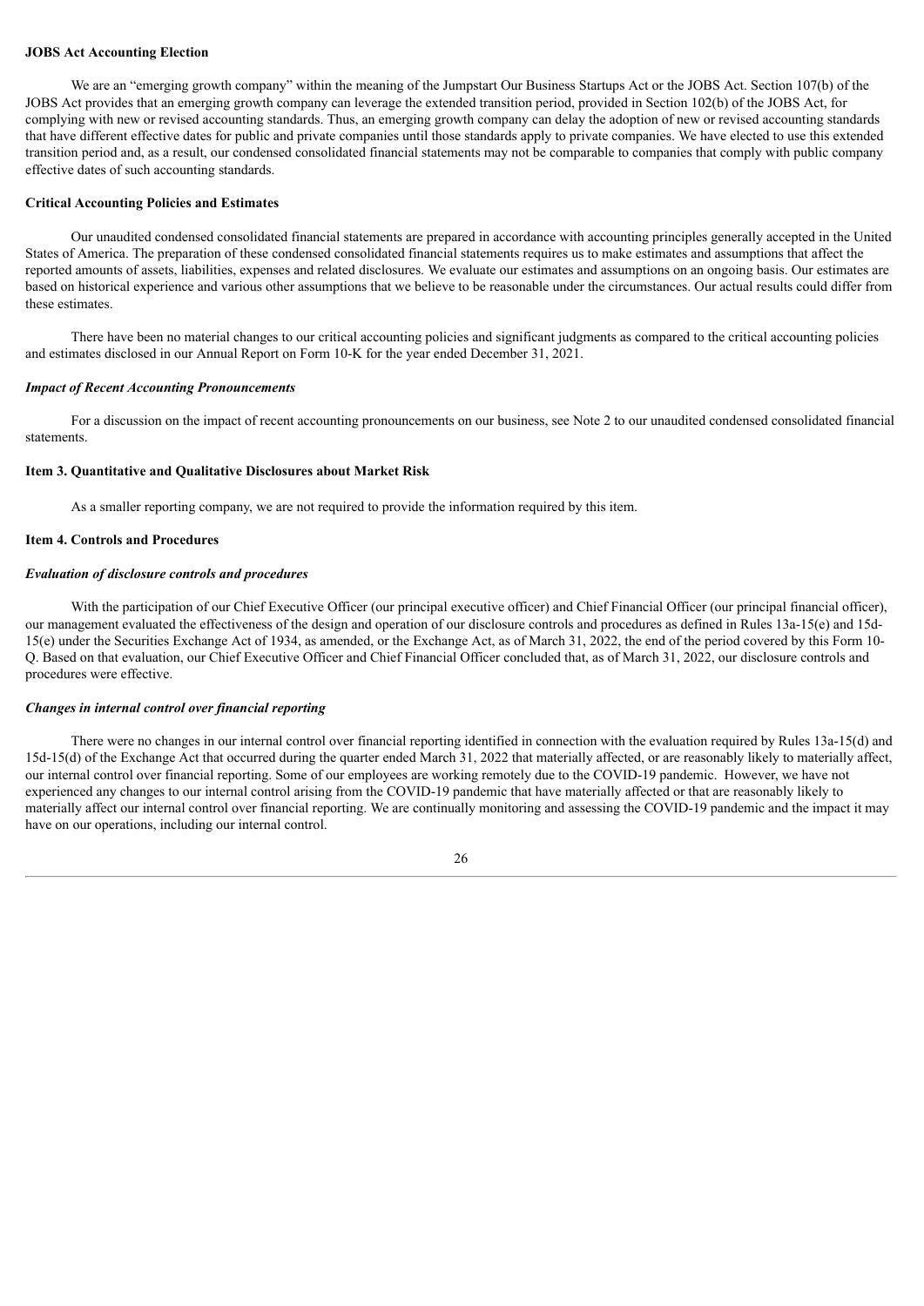**JOBS Act Accounting Election**

We are an "emerging growth company" within the meaning of the Jumpstart Our Business Startups Act or the JOBS Act. Section 107(b) of the JOBS Act provides that an emerging growth company can leverage the extended transition period, provided in Section 102(b) of the JOBS Act, for complying with new or revised accounting standards. Thus, an emerging growth company can delay the adoption of new or revised accounting standards that have different effective dates for public and private companies until those standards apply to private companies. We have elected to use this extended transition period and, as a result, our condensed consolidated financial statements may not be comparable to companies that comply with public company effective dates of such accounting standards.

**Critical Accounting Policies and Estimates**

Our unaudited condensed consolidated financial statements are prepared in accordance with accounting principles generally accepted in the United States of America. The preparation of these condensed consolidated financial statements requires us to make estimates and assumptions that affect the reported amounts of assets, liabilities, expenses and related disclosures. We evaluate our estimates and assumptions on an ongoing basis. Our estimates are based on historical experience and various other assumptions that we believe to be reasonable under the circumstances. Our actual results could differ from these estimates.

There have been no material changes to our critical accounting policies and significant judgments as compared to the critical accounting policies and estimates disclosed in our Annual Report on Form 10-K for the year ended December 31, 2021.

***Impact of Recent Accounting Pronouncements***

For a discussion on the impact of recent accounting pronouncements on our business, see Note 2 to our unaudited condensed consolidated financial statements.

**Item 3. Quantitative and Qualitative Disclosures about Market Risk**

As a smaller reporting company, we are not required to provide the information required by this item.

**Item 4. Controls and Procedures**

***Evaluation of disclosure controls and procedures***

With the participation of our Chief Executive Officer (our principal executive officer) and Chief Financial Officer (our principal financial officer), our management evaluated the effectiveness of the design and operation of our disclosure controls and procedures as defined in Rules 13a-15(e) and 15d-15(e) under the Securities Exchange Act of 1934, as amended, or the Exchange Act, as of March 31, 2022, the end of the period covered by this Form 10-Q. Based on that evaluation, our Chief Executive Officer and Chief Financial Officer concluded that, as of March 31, 2022, our disclosure controls and procedures were effective.

***Changes in internal control over financial reporting***

There were no changes in our internal control over financial reporting identified in connection with the evaluation required by Rules 13a-15(d) and 15d-15(d) of the Exchange Act that occurred during the quarter ended March 31, 2022 that materially affected, or are reasonably likely to materially affect, our internal control over financial reporting. Some of our employees are working remotely due to the COVID-19 pandemic. However, we have not experienced any changes to our internal control arising from the COVID-19 pandemic that have materially affected or that are reasonably likely to materially affect our internal control over financial reporting. We are continually monitoring and assessing the COVID-19 pandemic and the impact it may have on our operations, including our internal control.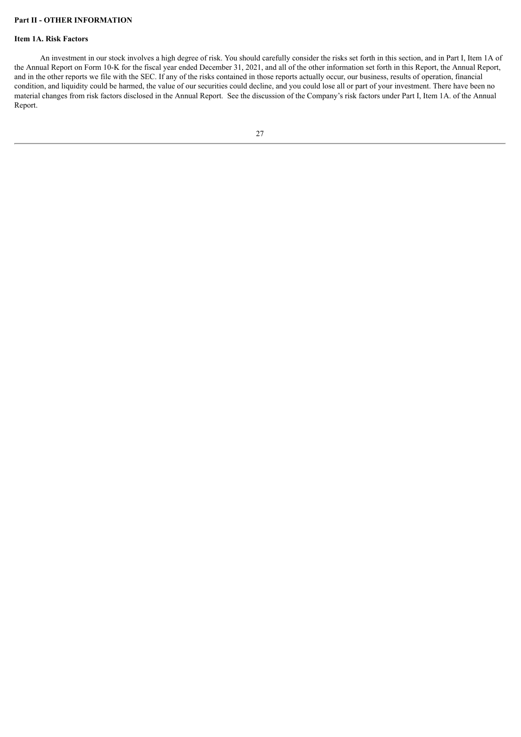**Part II - OTHER INFORMATION**

**Item 1A. Risk Factors**

An investment in our stock involves a high degree of risk. You should carefully consider the risks set forth in this section, and in Part I, Item 1A of the Annual Report on Form 10-K for the fiscal year ended December 31, 2021, and all of the other information set forth in this Report, the Annual Report, and in the other reports we file with the SEC. If any of the risks contained in those reports actually occur, our business, results of operation, financial condition, and liquidity could be harmed, the value of our securities could decline, and you could lose all or part of your investment. There have been no material changes from risk factors disclosed in the Annual Report. See the discussion of the Company's risk factors under Part I, Item 1A. of the Annual Report.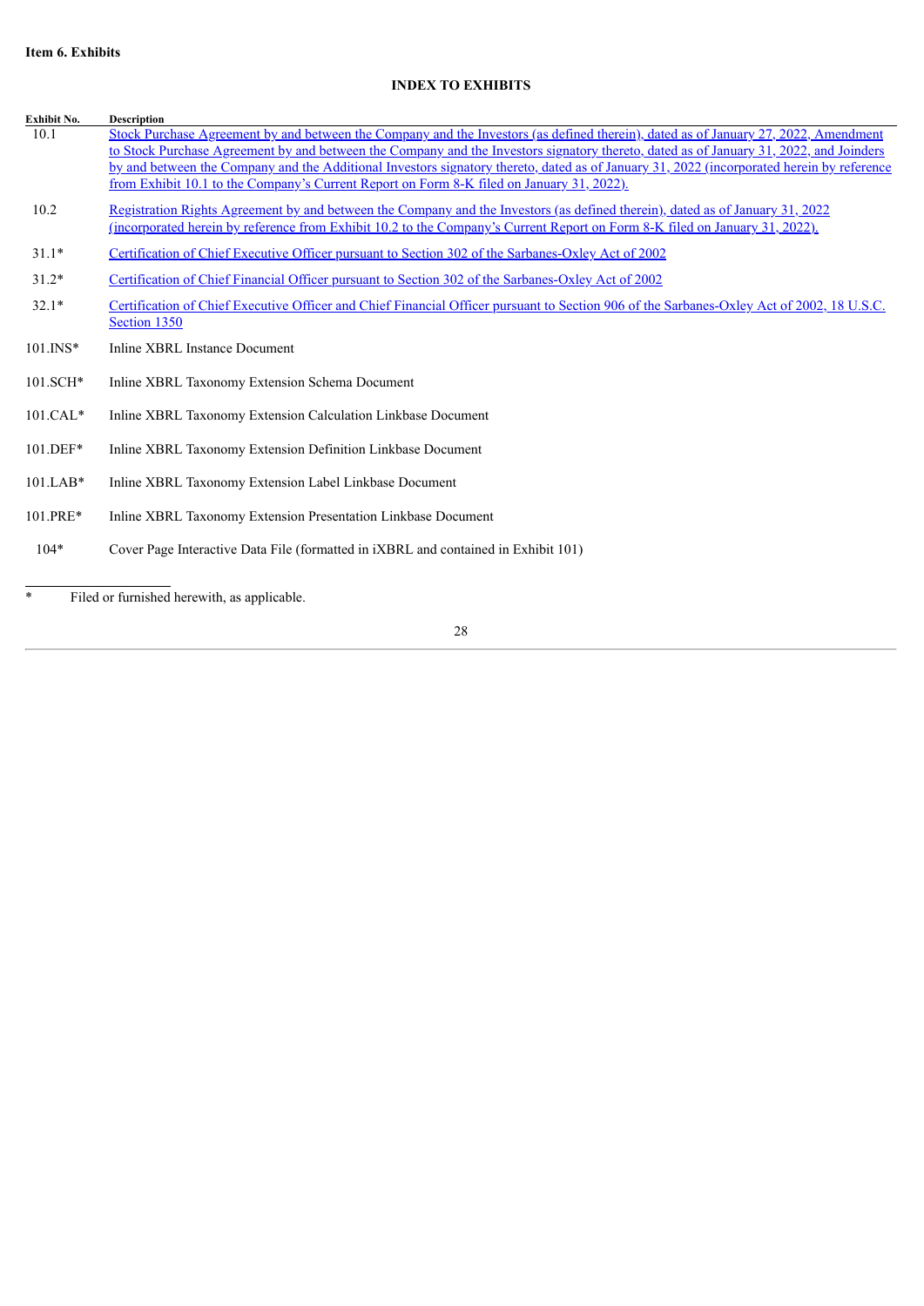**Item 6. Exhibits**

**INDEX TO EXHIBITS**

| Exhibit No. | Description |
|---|---|
| 10.1 | Stock Purchase Agreement by and between the Company and the Investors (as defined therein), dated as of January 27, 2022, Amendment to Stock Purchase Agreement by and between the Company and the Investors signatory thereto, dated as of January 31, 2022, and Joinders by and between the Company and the Additional Investors signatory thereto, dated as of January 31, 2022 (incorporated herein by reference from Exhibit 10.1 to the Company's Current Report on Form 8-K filed on January 31, 2022). |
| 10.2 | Registration Rights Agreement by and between the Company and the Investors (as defined therein), dated as of January 31, 2022 (incorporated herein by reference from Exhibit 10.2 to the Company's Current Report on Form 8-K filed on January 31, 2022). |
| 31.1* | Certification of Chief Executive Officer pursuant to Section 302 of the Sarbanes-Oxley Act of 2002 |
| 31.2* | Certification of Chief Financial Officer pursuant to Section 302 of the Sarbanes-Oxley Act of 2002 |
| 32.1* | Certification of Chief Executive Officer and Chief Financial Officer pursuant to Section 906 of the Sarbanes-Oxley Act of 2002, 18 U.S.C. Section 1350 |
| 101.INS* | Inline XBRL Instance Document |
| 101.SCH* | Inline XBRL Taxonomy Extension Schema Document |
| 101.CAL* | Inline XBRL Taxonomy Extension Calculation Linkbase Document |
| 101.DEF* | Inline XBRL Taxonomy Extension Definition Linkbase Document |
| 101.LAB* | Inline XBRL Taxonomy Extension Label Linkbase Document |
| 101.PRE* | Inline XBRL Taxonomy Extension Presentation Linkbase Document |
| 104* | Cover Page Interactive Data File (formatted in iXBRL and contained in Exhibit 101) |

\* Filed or furnished herewith, as applicable.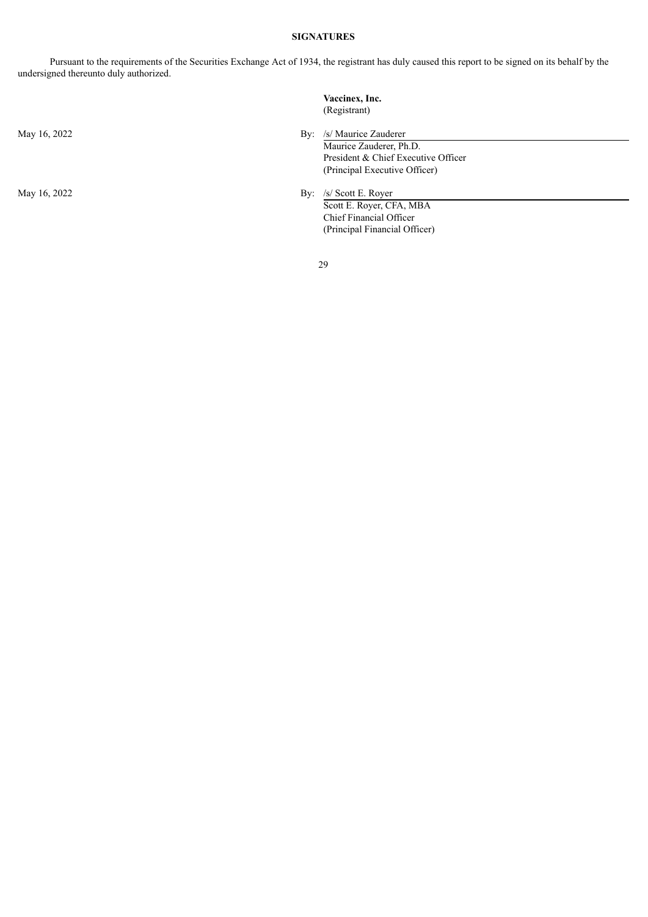**SIGNATURES**

Pursuant to the requirements of the Securities Exchange Act of 1934, the registrant has duly caused this report to be signed on its behalf by the undersigned thereunto duly authorized.

**Vaccinex, Inc.**
(Registrant)

May 16, 2022

By: /s/ Maurice Zauderer
Maurice Zauderer, Ph.D.
President & Chief Executive Officer
(Principal Executive Officer)

May 16, 2022

By: /s/ Scott E. Royer
Scott E. Royer, CFA, MBA
Chief Financial Officer
(Principal Financial Officer)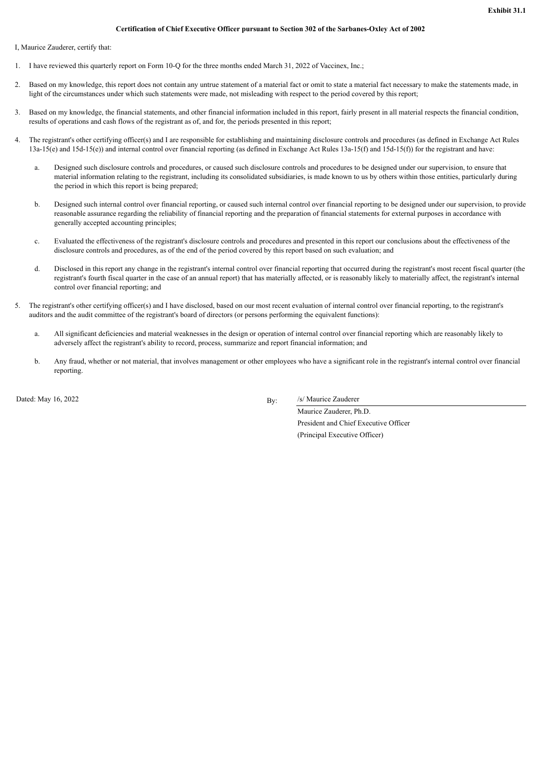**Exhibit 31.1**

**Certification of Chief Executive Officer pursuant to Section 302 of the Sarbanes-Oxley Act of 2002**

I, Maurice Zauderer, certify that:

1. I have reviewed this quarterly report on Form 10-Q for the three months ended March 31, 2022 of Vaccinex, Inc.;

2. Based on my knowledge, this report does not contain any untrue statement of a material fact or omit to state a material fact necessary to make the statements made, in light of the circumstances under which such statements were made, not misleading with respect to the period covered by this report;

3. Based on my knowledge, the financial statements, and other financial information included in this report, fairly present in all material respects the financial condition, results of operations and cash flows of the registrant as of, and for, the periods presented in this report;

4. The registrant's other certifying officer(s) and I are responsible for establishing and maintaining disclosure controls and procedures (as defined in Exchange Act Rules 13a-15(e) and 15d-15(e)) and internal control over financial reporting (as defined in Exchange Act Rules 13a-15(f) and 15d-15(f)) for the registrant and have:

   a. Designed such disclosure controls and procedures, or caused such disclosure controls and procedures to be designed under our supervision, to ensure that material information relating to the registrant, including its consolidated subsidiaries, is made known to us by others within those entities, particularly during the period in which this report is being prepared;

   b. Designed such internal control over financial reporting, or caused such internal control over financial reporting to be designed under our supervision, to provide reasonable assurance regarding the reliability of financial reporting and the preparation of financial statements for external purposes in accordance with generally accepted accounting principles;

   c. Evaluated the effectiveness of the registrant's disclosure controls and procedures and presented in this report our conclusions about the effectiveness of the disclosure controls and procedures, as of the end of the period covered by this report based on such evaluation; and

   d. Disclosed in this report any change in the registrant's internal control over financial reporting that occurred during the registrant's most recent fiscal quarter (the registrant's fourth fiscal quarter in the case of an annual report) that has materially affected, or is reasonably likely to materially affect, the registrant's internal control over financial reporting; and

5. The registrant's other certifying officer(s) and I have disclosed, based on our most recent evaluation of internal control over financial reporting, to the registrant's auditors and the audit committee of the registrant's board of directors (or persons performing the equivalent functions):

   a. All significant deficiencies and material weaknesses in the design or operation of internal control over financial reporting which are reasonably likely to adversely affect the registrant's ability to record, process, summarize and report financial information; and

   b. Any fraud, whether or not material, that involves management or other employees who have a significant role in the registrant's internal control over financial reporting.

Dated: May 16, 2022

By: /s/ Maurice Zauderer

Maurice Zauderer, Ph.D.
President and Chief Executive Officer
(Principal Executive Officer)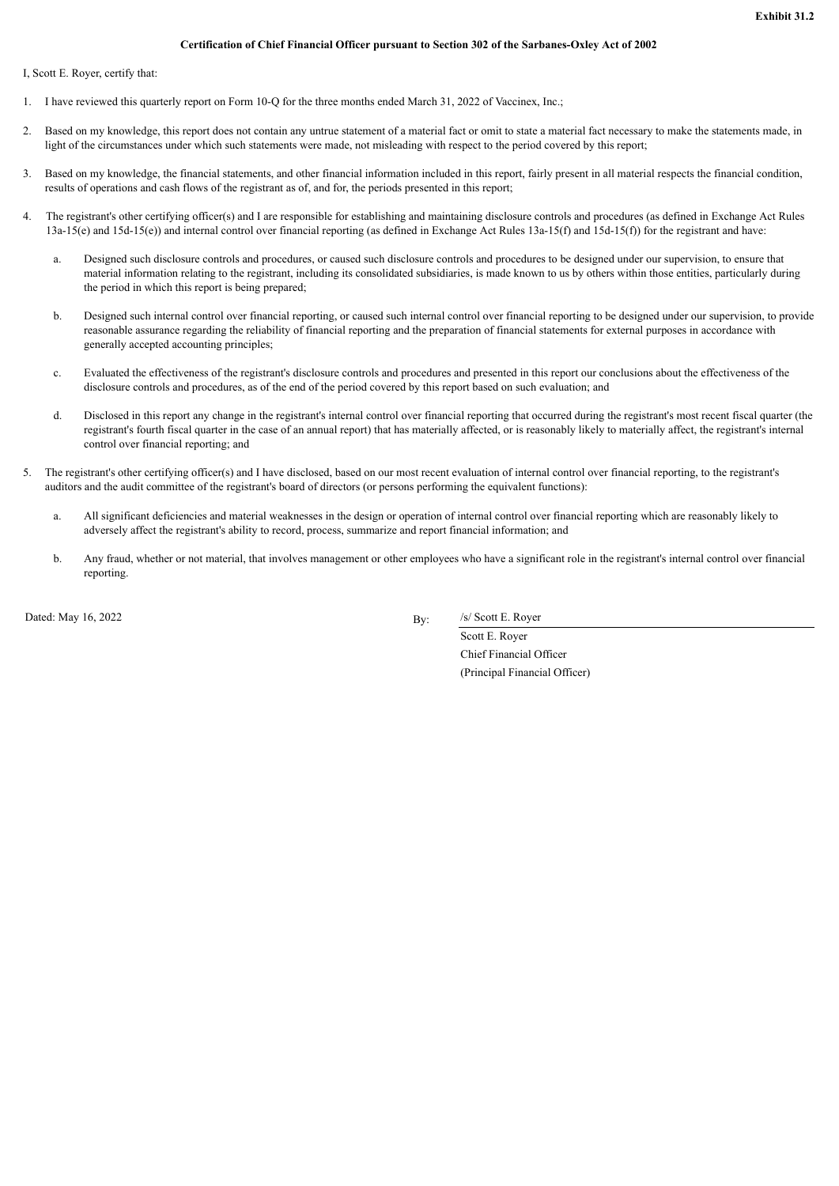**Exhibit 31.2**

**Certification of Chief Financial Officer pursuant to Section 302 of the Sarbanes-Oxley Act of 2002**

I, Scott E. Royer, certify that:

1. I have reviewed this quarterly report on Form 10-Q for the three months ended March 31, 2022 of Vaccinex, Inc.;

2. Based on my knowledge, this report does not contain any untrue statement of a material fact or omit to state a material fact necessary to make the statements made, in light of the circumstances under which such statements were made, not misleading with respect to the period covered by this report;

3. Based on my knowledge, the financial statements, and other financial information included in this report, fairly present in all material respects the financial condition, results of operations and cash flows of the registrant as of, and for, the periods presented in this report;

4. The registrant's other certifying officer(s) and I are responsible for establishing and maintaining disclosure controls and procedures (as defined in Exchange Act Rules 13a-15(e) and 15d-15(e)) and internal control over financial reporting (as defined in Exchange Act Rules 13a-15(f) and 15d-15(f)) for the registrant and have:

   a. Designed such disclosure controls and procedures, or caused such disclosure controls and procedures to be designed under our supervision, to ensure that material information relating to the registrant, including its consolidated subsidiaries, is made known to us by others within those entities, particularly during the period in which this report is being prepared;

   b. Designed such internal control over financial reporting, or caused such internal control over financial reporting to be designed under our supervision, to provide reasonable assurance regarding the reliability of financial reporting and the preparation of financial statements for external purposes in accordance with generally accepted accounting principles;

   c. Evaluated the effectiveness of the registrant's disclosure controls and procedures and presented in this report our conclusions about the effectiveness of the disclosure controls and procedures, as of the end of the period covered by this report based on such evaluation; and

   d. Disclosed in this report any change in the registrant's internal control over financial reporting that occurred during the registrant's most recent fiscal quarter (the registrant's fourth fiscal quarter in the case of an annual report) that has materially affected, or is reasonably likely to materially affect, the registrant's internal control over financial reporting; and

5. The registrant's other certifying officer(s) and I have disclosed, based on our most recent evaluation of internal control over financial reporting, to the registrant's auditors and the audit committee of the registrant's board of directors (or persons performing the equivalent functions):

   a. All significant deficiencies and material weaknesses in the design or operation of internal control over financial reporting which are reasonably likely to adversely affect the registrant's ability to record, process, summarize and report financial information; and

   b. Any fraud, whether or not material, that involves management or other employees who have a significant role in the registrant's internal control over financial reporting.

Dated: May 16, 2022

By: /s/ Scott E. Royer

Scott E. Royer
Chief Financial Officer
(Principal Financial Officer)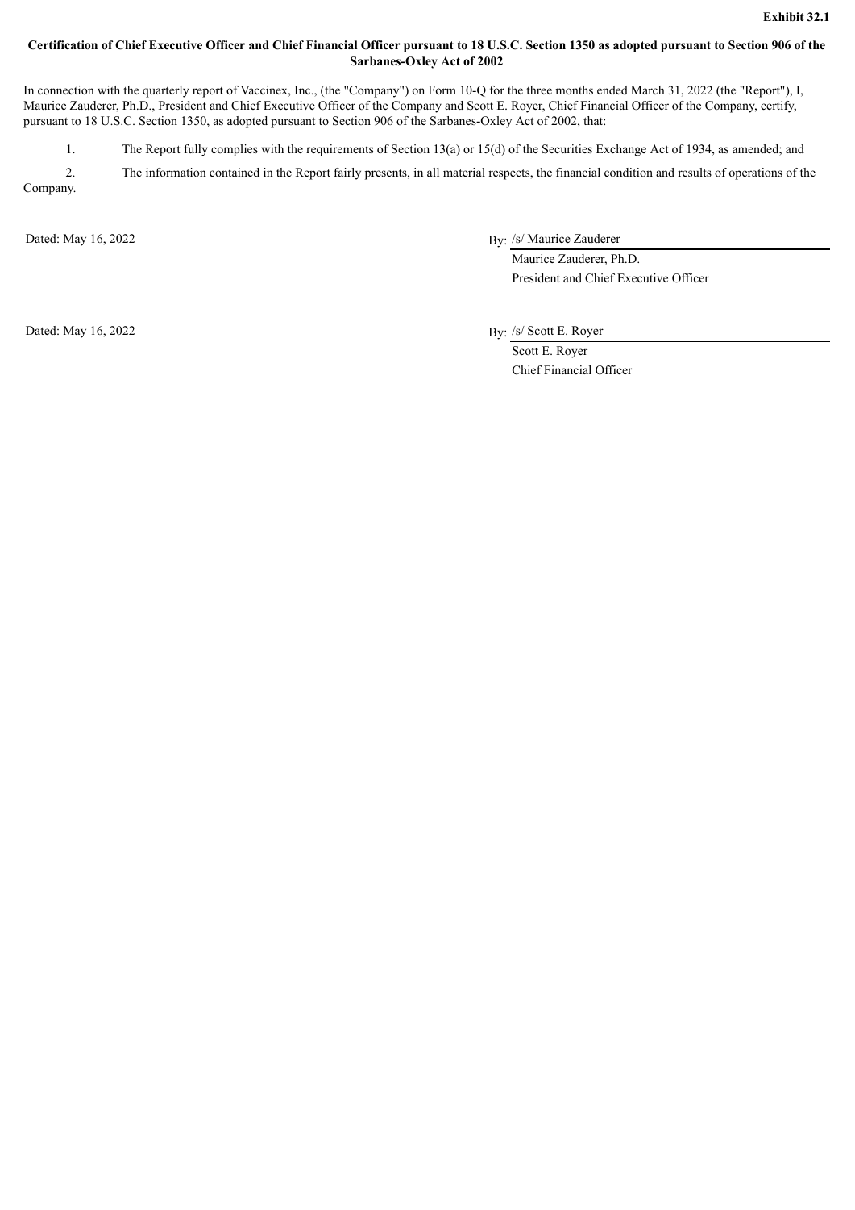**Exhibit 32.1**

**Certification of Chief Executive Officer and Chief Financial Officer pursuant to 18 U.S.C. Section 1350 as adopted pursuant to Section 906 of the Sarbanes-Oxley Act of 2002**

In connection with the quarterly report of Vaccinex, Inc., (the "Company") on Form 10-Q for the three months ended March 31, 2022 (the "Report"), I, Maurice Zauderer, Ph.D., President and Chief Executive Officer of the Company and Scott E. Royer, Chief Financial Officer of the Company, certify, pursuant to 18 U.S.C. Section 1350, as adopted pursuant to Section 906 of the Sarbanes-Oxley Act of 2002, that:

1. The Report fully complies with the requirements of Section 13(a) or 15(d) of the Securities Exchange Act of 1934, as amended; and

2. The information contained in the Report fairly presents, in all material respects, the financial condition and results of operations of the Company.

Dated: May 16, 2022

By: /s/ Maurice Zauderer
Maurice Zauderer, Ph.D.
President and Chief Executive Officer

Dated: May 16, 2022

By: /s/ Scott E. Royer
Scott E. Royer
Chief Financial Officer